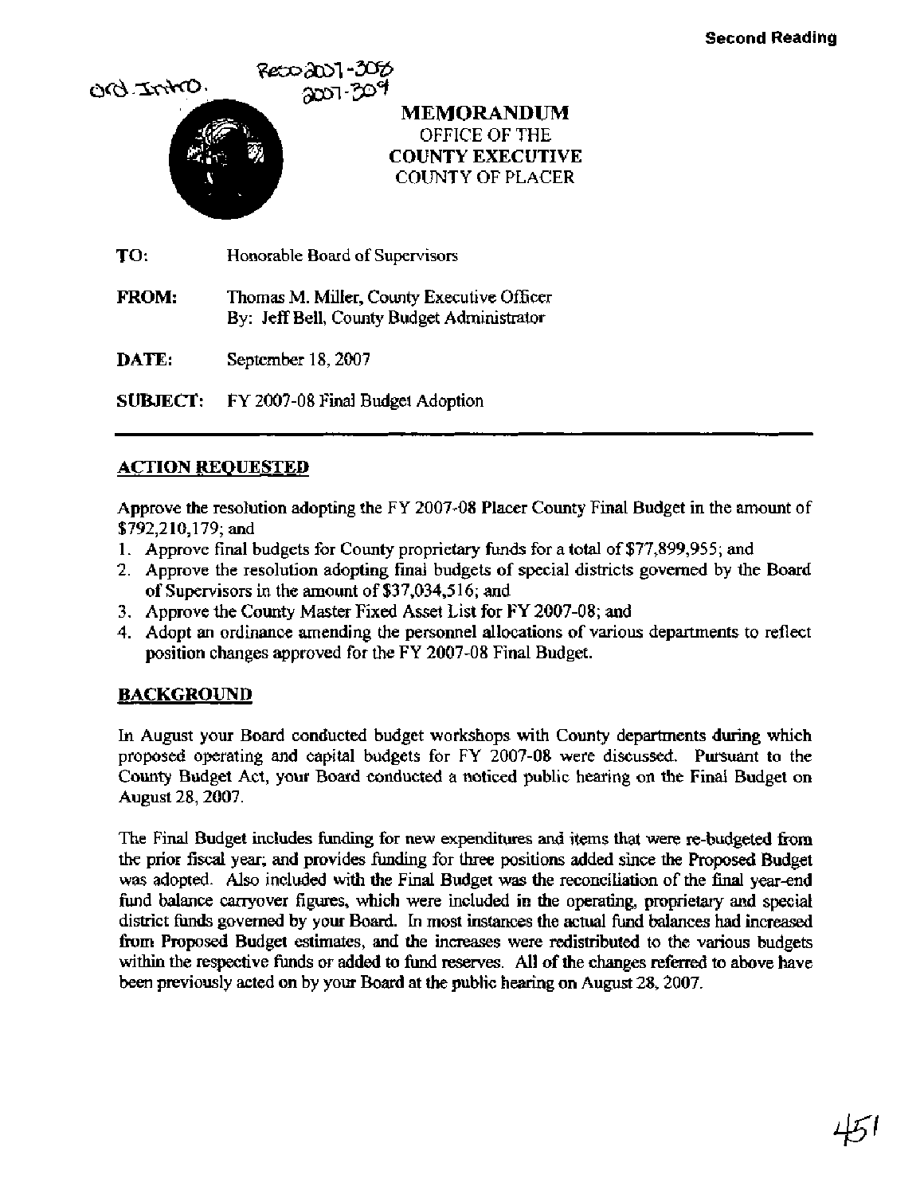Second Reading

Ord. Intro. Reso 2007-306 2007-309

**MEMORANDUM**
OFFICE OF THE
**COUNTY EXECUTIVE**
COUNTY OF PLACER

**TO:** Honorable Board of Supervisors

**FROM:** Thomas M. Miller, County Executive Officer
By: Jeff Bell, County Budget Administrator

**DATE:** September 18, 2007

**SUBJECT:** FY 2007-08 Final Budget Adoption

---

## ACTION REQUESTED

Approve the resolution adopting the FY 2007-08 Placer County Final Budget in the amount of $792,210,179; and

1. Approve final budgets for County proprietary funds for a total of $77,899,955; and
2. Approve the resolution adopting final budgets of special districts governed by the Board of Supervisors in the amount of $37,034,516; and
3. Approve the County Master Fixed Asset List for FY 2007-08; and
4. Adopt an ordinance amending the personnel allocations of various departments to reflect position changes approved for the FY 2007-08 Final Budget.

## BACKGROUND

In August your Board conducted budget workshops with County departments during which proposed operating and capital budgets for FY 2007-08 were discussed. Pursuant to the County Budget Act, your Board conducted a noticed public hearing on the Final Budget on August 28, 2007.

The Final Budget includes funding for new expenditures and items that were re-budgeted from the prior fiscal year; and provides funding for three positions added since the Proposed Budget was adopted. Also included with the Final Budget was the reconciliation of the final year-end fund balance carryover figures, which were included in the operating, proprietary and special district funds governed by your Board. In most instances the actual fund balances had increased from Proposed Budget estimates, and the increases were redistributed to the various budgets within the respective funds or added to fund reserves. All of the changes referred to above have been previously acted on by your Board at the public hearing on August 28, 2007.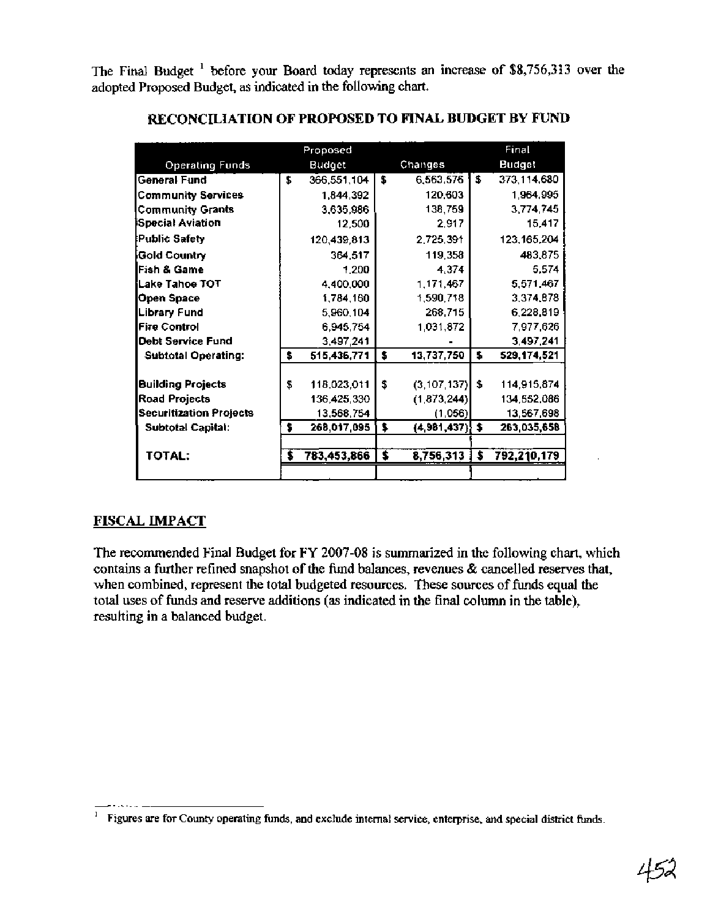The Final Budget [1] before your Board today represents an increase of $8,756,313 over the adopted Proposed Budget, as indicated in the following chart.

**RECONCILIATION OF PROPOSED TO FINAL BUDGET BY FUND**

| Operating Funds | Proposed Budget | Changes | Final Budget |
|---|---|---|---|
| General Fund | $ 366,551,104 | $ 6,563,576 | $ 373,114,680 |
| Community Services | 1,844,392 | 120,603 | 1,964,995 |
| Community Grants | 3,635,986 | 138,759 | 3,774,745 |
| Special Aviation | 12,500 | 2,917 | 15,417 |
| Public Safety | 120,439,813 | 2,725,391 | 123,165,204 |
| Gold Country | 364,517 | 119,358 | 483,875 |
| Fish & Game | 1,200 | 4,374 | 5,574 |
| Lake Tahoe TOT | 4,400,000 | 1,171,467 | 5,571,467 |
| Open Space | 1,784,160 | 1,590,718 | 3,374,878 |
| Library Fund | 5,960,104 | 268,715 | 6,228,819 |
| Fire Control | 6,945,754 | 1,031,872 | 7,977,626 |
| Debt Service Fund | 3,497,241 | - | 3,497,241 |
| **Subtotal Operating:** | **$ 515,436,771** | **$ 13,737,750** | **$ 529,174,521** |
| | | | |
| Building Projects | $ 118,023,011 | $ (3,107,137) | $ 114,915,874 |
| Road Projects | 136,425,330 | (1,873,244) | 134,552,086 |
| Securitization Projects | 13,568,754 | (1,056) | 13,567,698 |
| **Subtotal Capital:** | **$ 268,017,095** | **$ (4,981,437)** | **$ 263,035,658** |
| | | | |
| **TOTAL:** | **$ 783,453,866** | **$ 8,756,313** | **$ 792,210,179** |

## FISCAL IMPACT

The recommended Final Budget for FY 2007-08 is summarized in the following chart, which contains a further refined snapshot of the fund balances, revenues & cancelled reserves that, when combined, represent the total budgeted resources. These sources of funds equal the total uses of funds and reserve additions (as indicated in the final column in the table), resulting in a balanced budget.

[1] Figures are for County operating funds, and exclude internal service, enterprise, and special district funds.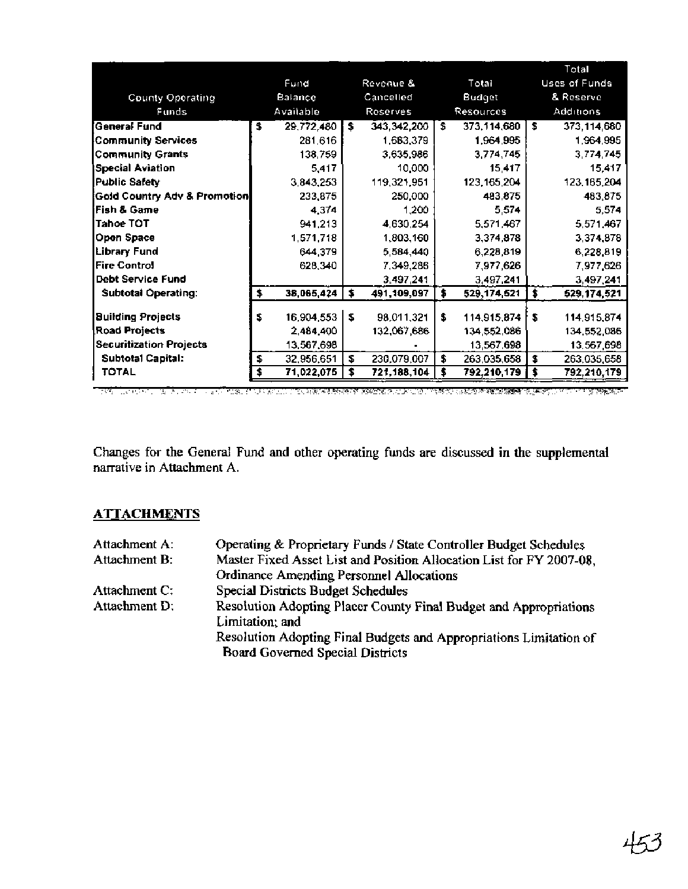| County Operating Funds | Fund Balance Available | Revenue & Cancelled Reserves | Total Budget Resources | Total Uses of Funds & Reserve Additions |
|---|---|---|---|---|
| General Fund | $ 29,772,480 | $ 343,342,200 | $ 373,114,680 | $ 373,114,680 |
| Community Services | 281,616 | 1,683,379 | 1,964,995 | 1,964,995 |
| Community Grants | 138,759 | 3,635,986 | 3,774,745 | 3,774,745 |
| Special Aviation | 5,417 | 10,000 | 15,417 | 15,417 |
| Public Safety | 3,843,253 | 119,321,951 | 123,165,204 | 123,165,204 |
| Gold Country Adv & Promotion | 233,875 | 250,000 | 483,875 | 483,875 |
| Fish & Game | 4,374 | 1,200 | 5,574 | 5,574 |
| Tahoe TOT | 941,213 | 4,630,254 | 5,571,467 | 5,571,467 |
| Open Space | 1,571,718 | 1,803,160 | 3,374,878 | 3,374,878 |
| Library Fund | 644,379 | 5,584,440 | 6,228,819 | 6,228,819 |
| Fire Control | 628,340 | 7,349,286 | 7,977,626 | 7,977,626 |
| Debt Service Fund | | 3,497,241 | 3,497,241 | 3,497,241 |
| **Subtotal Operating:** | **$ 38,065,424** | **$ 491,109,097** | **$ 529,174,521** | **$ 529,174,521** |
| **Building Projects** | $ 16,904,553 | $ 98,011,321 | $ 114,915,874 | $ 114,915,874 |
| **Road Projects** | 2,484,400 | 132,067,686 | 134,552,086 | 134,552,086 |
| **Securitization Projects** | 13,567,698 | - | 13,567,698 | 13,567,698 |
| **Subtotal Capital:** | $ 32,956,651 | $ 230,079,007 | $ 263,035,658 | $ 263,035,658 |
| **TOTAL** | $ 71,022,075 | $ 721,188,104 | $ 792,210,179 | $ 792,210,179 |

Changes for the General Fund and other operating funds are discussed in the supplemental narrative in Attachment A.

## ATTACHMENTS

| | |
|---|---|
| Attachment A: | Operating & Proprietary Funds / State Controller Budget Schedules |
| Attachment B: | Master Fixed Asset List and Position Allocation List for FY 2007-08, Ordinance Amending Personnel Allocations |
| Attachment C: | Special Districts Budget Schedules |
| Attachment D: | Resolution Adopting Placer County Final Budget and Appropriations Limitation; and Resolution Adopting Final Budgets and Appropriations Limitation of Board Governed Special Districts |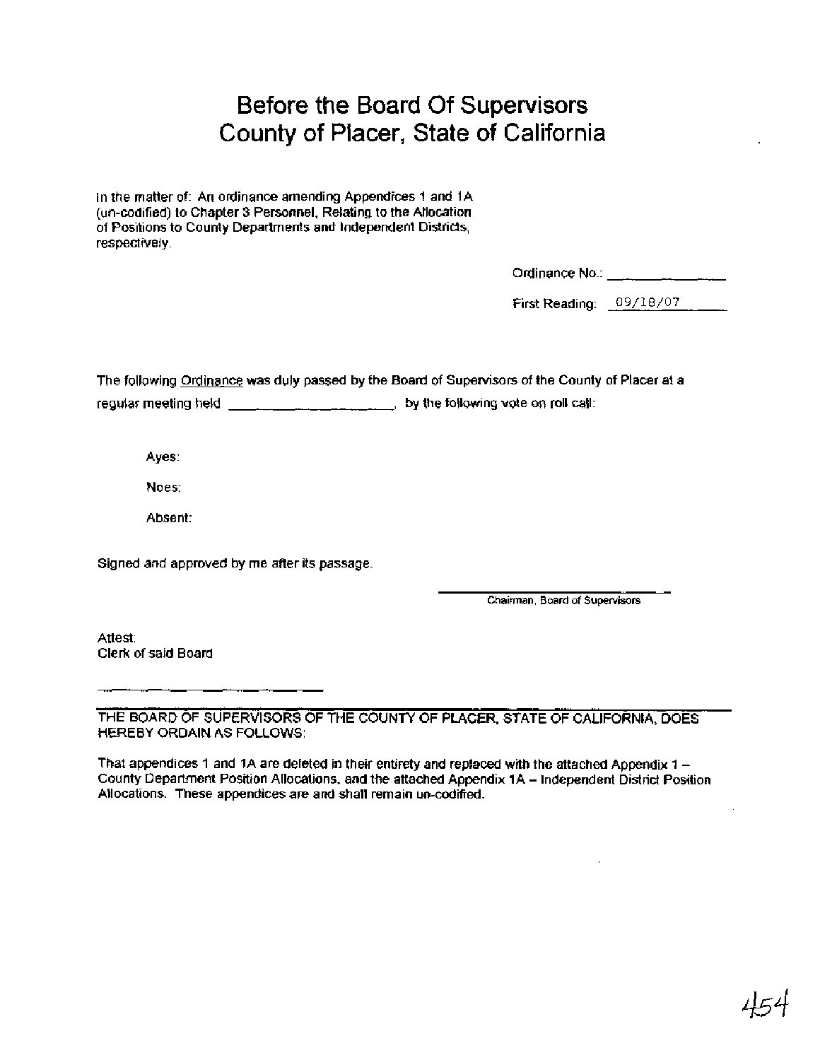# Before the Board Of Supervisors
# County of Placer, State of California

In the matter of: An ordinance amending Appendices 1 and 1A (un-codified) to Chapter 3 Personnel, Relating to the Allocation of Positions to County Departments and Independent Districts, respectively.

Ordinance No.: ______________

First Reading: 09/18/07

The following Ordinance was duly passed by the Board of Supervisors of the County of Placer at a regular meeting held ____________________, by the following vote on roll call:

Ayes:

Noes:

Absent:

Signed and approved by me after its passage.

______________________________
Chairman, Board of Supervisors

Attest:
Clerk of said Board

______________________________

**THE BOARD OF SUPERVISORS OF THE COUNTY OF PLACER, STATE OF CALIFORNIA, DOES HEREBY ORDAIN AS FOLLOWS:**

That appendices 1 and 1A are deleted in their entirety and replaced with the attached Appendix 1 – County Department Position Allocations, and the attached Appendix 1A – Independent District Position Allocations. These appendices are and shall remain un-codified.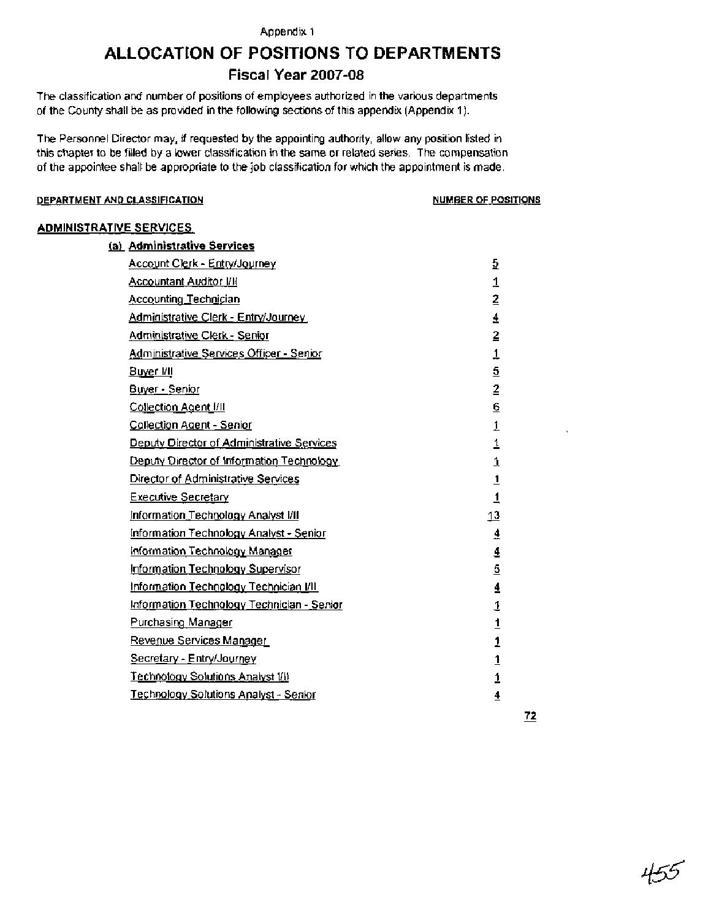Appendix 1

# ALLOCATION OF POSITIONS TO DEPARTMENTS

## Fiscal Year 2007-08

The classification and number of positions of employees authorized in the various departments of the County shall be as provided in the following sections of this appendix (Appendix 1).

The Personnel Director may, if requested by the appointing authority, allow any position listed in this chapter to be filled by a lower classification in the same or related series. The compensation of the appointee shall be appropriate to the job classification for which the appointment is made.

| DEPARTMENT AND CLASSIFICATION | NUMBER OF POSITIONS |
|---|---|
| **ADMINISTRATIVE SERVICES** | |
| **(a) Administrative Services** | |
| Account Clerk - Entry/Journey | 5 |
| Accountant Auditor I/II | 1 |
| Accounting Technician | 2 |
| Administrative Clerk - Entry/Journey | 4 |
| Administrative Clerk - Senior | 2 |
| Administrative Services Officer - Senior | 1 |
| Buyer I/II | 5 |
| Buyer - Senior | 2 |
| Collection Agent I/II | 6 |
| Collection Agent - Senior | 1 |
| Deputy Director of Administrative Services | 1 |
| Deputy Director of Information Technology | 1 |
| Director of Administrative Services | 1 |
| Executive Secretary | 1 |
| Information Technology Analyst I/II | 13 |
| Information Technology Analyst - Senior | 4 |
| Information Technology Manager | 4 |
| Information Technology Supervisor | 5 |
| Information Technology Technician I/II | 4 |
| Information Technology Technician - Senior | 1 |
| Purchasing Manager | 1 |
| Revenue Services Manager | 1 |
| Secretary - Entry/Journey | 1 |
| Technology Solutions Analyst I/II | 1 |
| Technology Solutions Analyst - Senior | 4 |
| | **72** |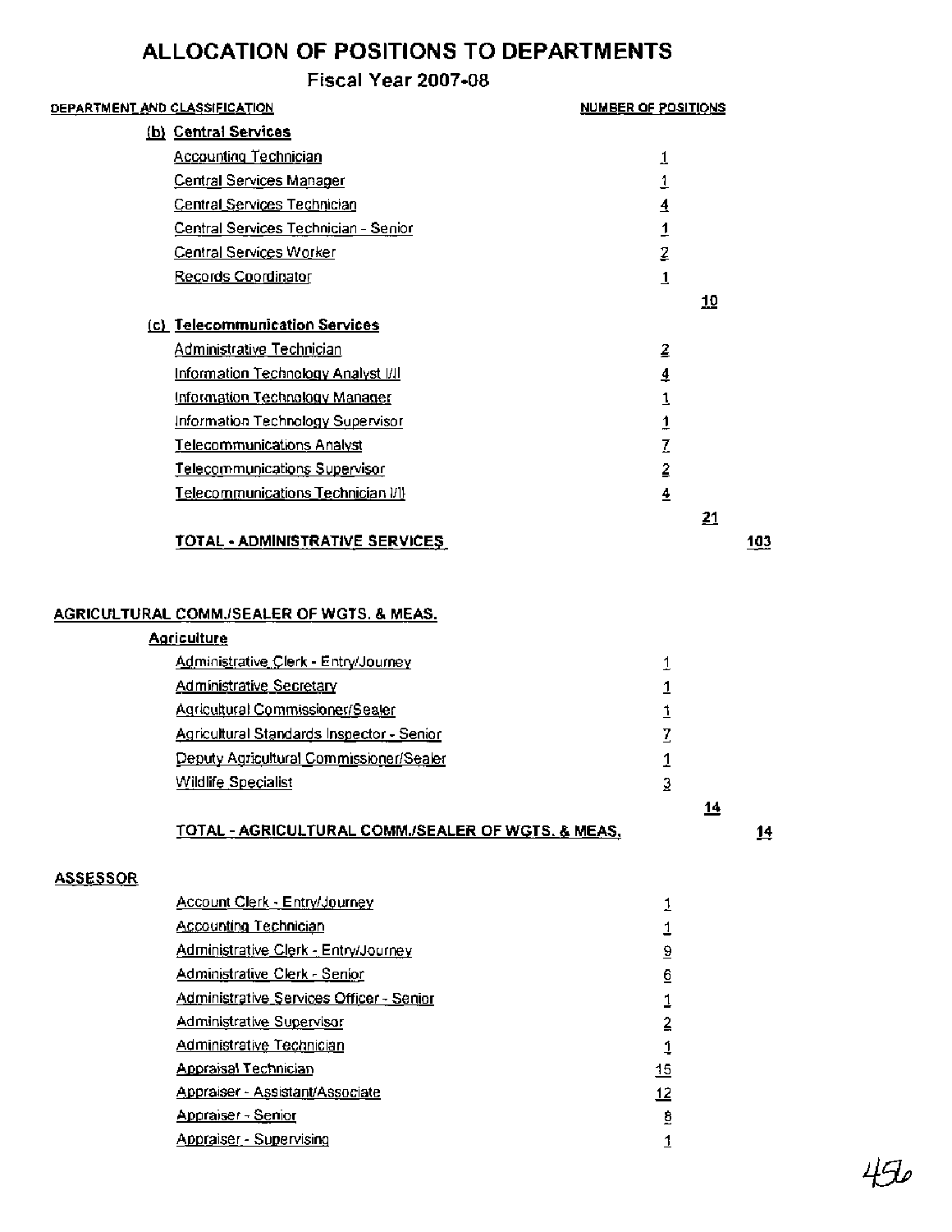# ALLOCATION OF POSITIONS TO DEPARTMENTS

## Fiscal Year 2007-08

| DEPARTMENT AND CLASSIFICATION | NUMBER OF POSITIONS | | |
|---|---|---|---|
| **(b) Central Services** | | | |
| Accounting Technician | 1 | | |
| Central Services Manager | 1 | | |
| Central Services Technician | 4 | | |
| Central Services Technician - Senior | 1 | | |
| Central Services Worker | 2 | | |
| Records Coordinator | 1 | | |
| | | 10 | |
| **(c) Telecommunication Services** | | | |
| Administrative Technician | 2 | | |
| Information Technology Analyst I/II | 4 | | |
| Information Technology Manager | 1 | | |
| Information Technology Supervisor | 1 | | |
| Telecommunications Analyst | 7 | | |
| Telecommunications Supervisor | 2 | | |
| Telecommunications Technician I/II | 4 | | |
| | | 21 | |
| **TOTAL - ADMINISTRATIVE SERVICES** | | | 103 |
| | | | |
| **AGRICULTURAL COMM./SEALER OF WGTS. & MEAS.** | | | |
| **Agriculture** | | | |
| Administrative Clerk - Entry/Journey | 1 | | |
| Administrative Secretary | 1 | | |
| Agricultural Commissioner/Sealer | 1 | | |
| Agricultural Standards Inspector - Senior | 7 | | |
| Deputy Agricultural Commissioner/Sealer | 1 | | |
| Wildlife Specialist | 3 | | |
| | | 14 | |
| **TOTAL - AGRICULTURAL COMM./SEALER OF WGTS. & MEAS.** | | | 14 |
| | | | |
| **ASSESSOR** | | | |
| Account Clerk - Entry/Journey | 1 | | |
| Accounting Technician | 1 | | |
| Administrative Clerk - Entry/Journey | 9 | | |
| Administrative Clerk - Senior | 6 | | |
| Administrative Services Officer - Senior | 1 | | |
| Administrative Supervisor | 2 | | |
| Administrative Technician | 1 | | |
| Appraisal Technician | 15 | | |
| Appraiser - Assistant/Associate | 12 | | |
| Appraiser - Senior | 8 | | |
| Appraiser - Supervising | 1 | | |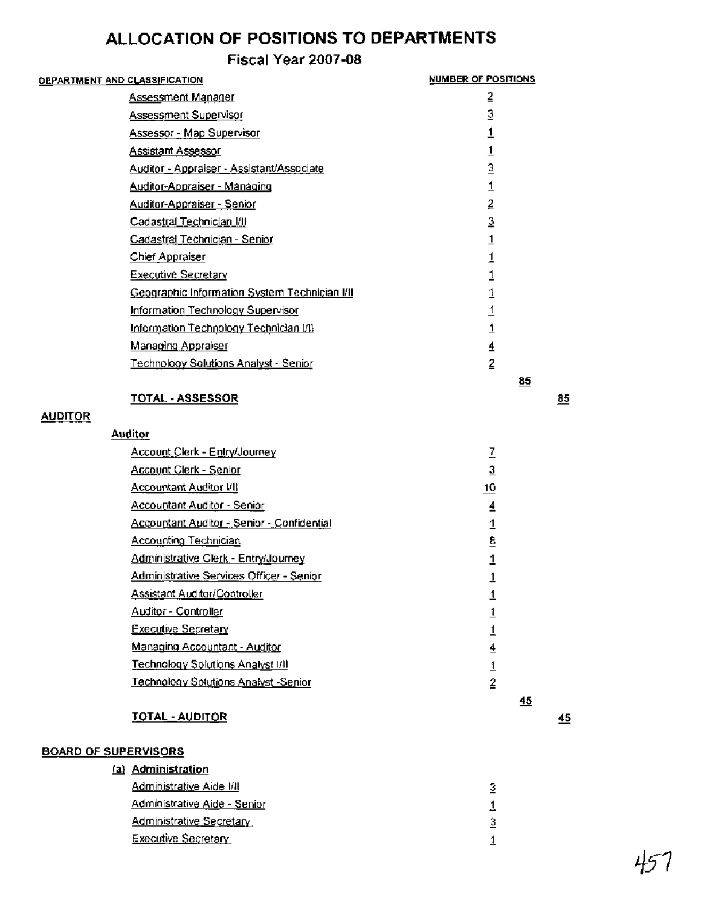# ALLOCATION OF POSITIONS TO DEPARTMENTS

## Fiscal Year 2007-08

| DEPARTMENT AND CLASSIFICATION | NUMBER OF POSITIONS | | |
|---|---|---|---|
| Assessment Manager | 2 | | |
| Assessment Supervisor | 3 | | |
| Assessor - Map Supervisor | 1 | | |
| Assistant Assessor | 1 | | |
| Auditor - Appraiser - Assistant/Associate | 3 | | |
| Auditor-Appraiser - Managing | 1 | | |
| Auditor-Appraiser - Senior | 2 | | |
| Cadastral Technician I/II | 3 | | |
| Cadastral Technician - Senior | 1 | | |
| Chief Appraiser | 1 | | |
| Executive Secretary | 1 | | |
| Geographic Information System Technician I/II | 1 | | |
| Information Technology Supervisor | 1 | | |
| Information Technology Technician I/II | 1 | | |
| Managing Appraiser | 4 | | |
| Technology Solutions Analyst - Senior | 2 | | |
| | | 85 | |
| **TOTAL - ASSESSOR** | | | 85 |
| **AUDITOR** | | | |
| **Auditor** | | | |
| Account Clerk - Entry/Journey | 7 | | |
| Account Clerk - Senior | 3 | | |
| Accountant Auditor I/II | 10 | | |
| Accountant Auditor - Senior | 4 | | |
| Accountant Auditor - Senior - Confidential | 1 | | |
| Accounting Technician | 8 | | |
| Administrative Clerk - Entry/Journey | 1 | | |
| Administrative Services Officer - Senior | 1 | | |
| Assistant Auditor/Controller | 1 | | |
| Auditor - Controller | 1 | | |
| Executive Secretary | 1 | | |
| Managing Accountant - Auditor | 4 | | |
| Technology Solutions Analyst I/II | 1 | | |
| Technology Solutions Analyst -Senior | 2 | | |
| | | 45 | |
| **TOTAL - AUDITOR** | | | 45 |
| **BOARD OF SUPERVISORS** | | | |
| **(a) Administration** | | | |
| Administrative Aide I/II | 3 | | |
| Administrative Aide - Senior | 1 | | |
| Administrative Secretary | 3 | | |
| Executive Secretary | 1 | | |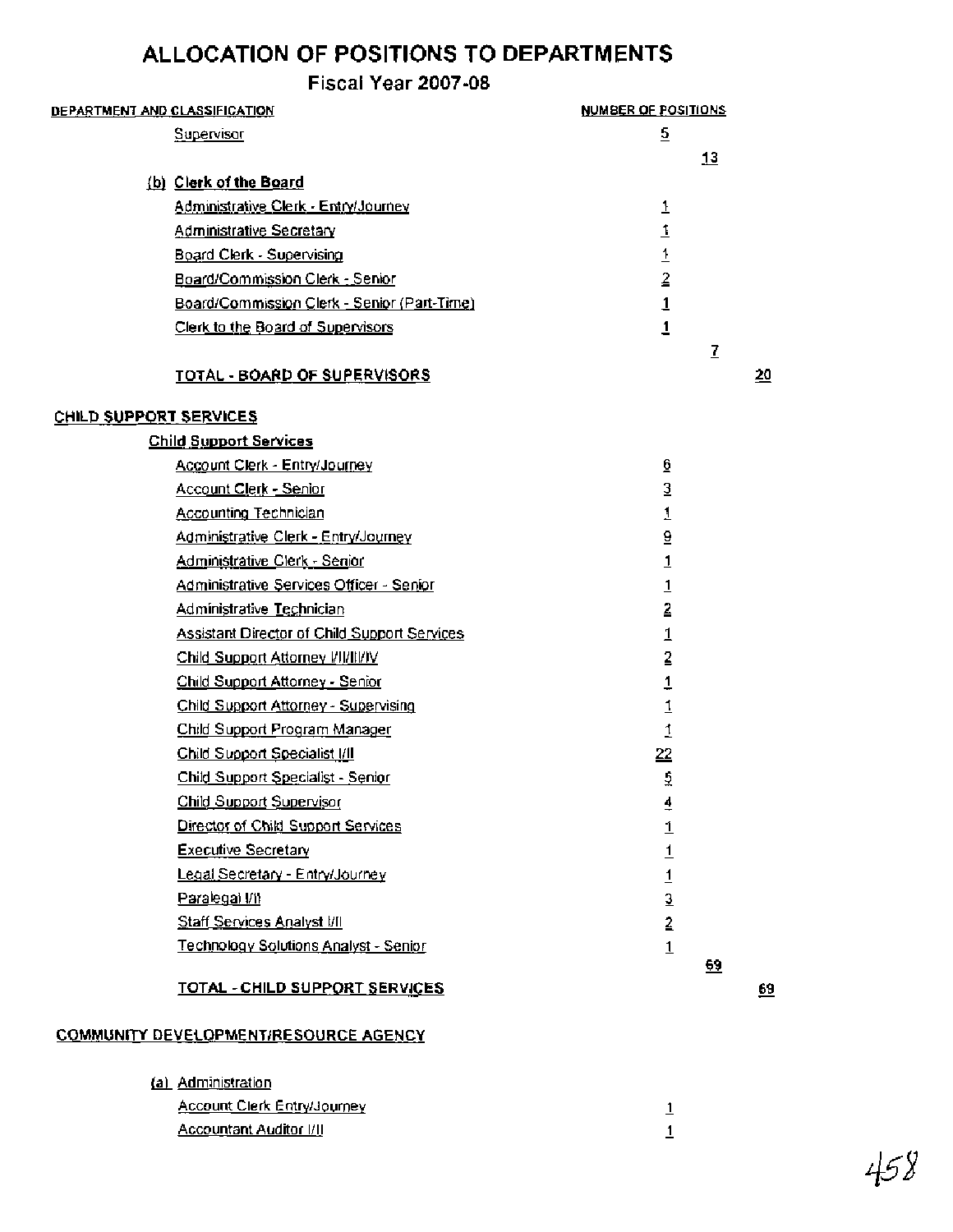# ALLOCATION OF POSITIONS TO DEPARTMENTS

## Fiscal Year 2007-08

| DEPARTMENT AND CLASSIFICATION | NUMBER OF POSITIONS | | |
|---|---|---|---|
| Supervisor | 5 | | |
| | | 13 | |
| **(b) Clerk of the Board** | | | |
| Administrative Clerk - Entry/Journey | 1 | | |
| Administrative Secretary | 1 | | |
| Board Clerk - Supervising | 1 | | |
| Board/Commission Clerk - Senior | 2 | | |
| Board/Commission Clerk - Senior (Part-Time) | 1 | | |
| Clerk to the Board of Supervisors | 1 | | |
| | | 7 | |
| **TOTAL - BOARD OF SUPERVISORS** | | | 20 |
| **CHILD SUPPORT SERVICES** | | | |
| **Child Support Services** | | | |
| Account Clerk - Entry/Journey | 6 | | |
| Account Clerk - Senior | 3 | | |
| Accounting Technician | 1 | | |
| Administrative Clerk - Entry/Journey | 9 | | |
| Administrative Clerk - Senior | 1 | | |
| Administrative Services Officer - Senior | 1 | | |
| Administrative Technician | 2 | | |
| Assistant Director of Child Support Services | 1 | | |
| Child Support Attorney I/II/III/IV | 2 | | |
| Child Support Attorney - Senior | 1 | | |
| Child Support Attorney - Supervising | 1 | | |
| Child Support Program Manager | 1 | | |
| Child Support Specialist I/II | 22 | | |
| Child Support Specialist - Senior | 5 | | |
| Child Support Supervisor | 4 | | |
| Director of Child Support Services | 1 | | |
| Executive Secretary | 1 | | |
| Legal Secretary - Entry/Journey | 1 | | |
| Paralegal I/II | 3 | | |
| Staff Services Analyst I/II | 2 | | |
| Technology Solutions Analyst - Senior | 1 | | |
| | | 69 | |
| **TOTAL - CHILD SUPPORT SERVICES** | | | 69 |
| **COMMUNITY DEVELOPMENT/RESOURCE AGENCY** | | | |
| (a) Administration | | | |
| Account Clerk Entry/Journey | 1 | | |
| Accountant Auditor I/II | 1 | | |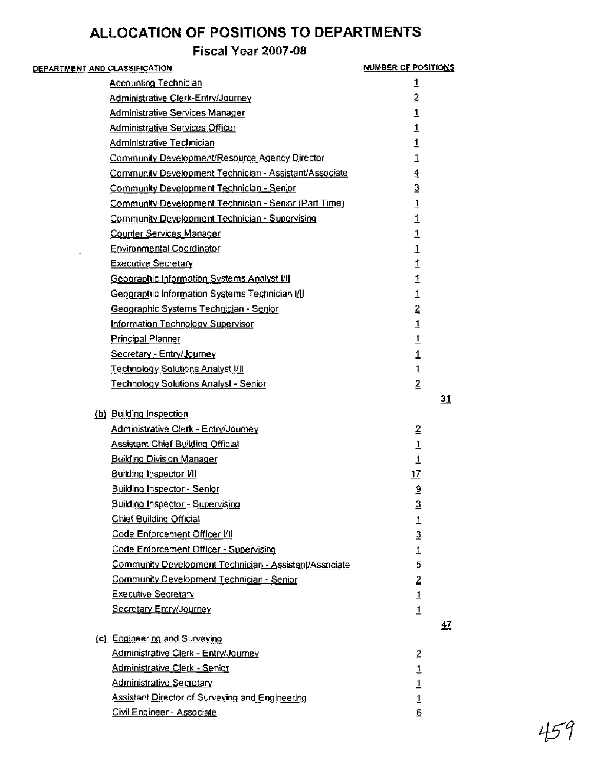# ALLOCATION OF POSITIONS TO DEPARTMENTS

## Fiscal Year 2007-08

| DEPARTMENT AND CLASSIFICATION | NUMBER OF POSITIONS | |
|---|---|---|
| Accounting Technician | 1 | |
| Administrative Clerk-Entry/Journey | 2 | |
| Administrative Services Manager | 1 | |
| Administrative Services Officer | 1 | |
| Administrative Technician | 1 | |
| Community Development/Resource Agency Director | 1 | |
| Community Development Technician - Assistant/Associate | 4 | |
| Community Development Technician - Senior | 3 | |
| Community Development Technician - Senior (Part Time) | 1 | |
| Community Development Technician - Supervising | 1 | |
| Counter Services Manager | 1 | |
| Environmental Coordinator | 1 | |
| Executive Secretary | 1 | |
| Geographic Information Systems Analyst I/II | 1 | |
| Geographic Information Systems Technician I/II | 1 | |
| Geographic Systems Technician - Senior | 2 | |
| Information Technology Supervisor | 1 | |
| Principal Planner | 1 | |
| Secretary - Entry/Journey | 1 | |
| Technology Solutions Analyst I/II | 1 | |
| Technology Solutions Analyst - Senior | 2 | |
| | | 31 |
| (b) Building Inspection | | |
| Administrative Clerk - Entry/Journey | 2 | |
| Assistant Chief Building Official | 1 | |
| Building Division Manager | 1 | |
| Building Inspector I/II | 17 | |
| Building Inspector - Senior | 9 | |
| Building Inspector - Supervising | 3 | |
| Chief Building Official | 1 | |
| Code Enforcement Officer I/II | 3 | |
| Code Enforcement Officer - Supervising | 1 | |
| Community Development Technician - Assistant/Associate | 5 | |
| Community Development Technician - Senior | 2 | |
| Executive Secretary | 1 | |
| Secretary Entry/Journey | 1 | |
| | | 47 |
| (c) Engineering and Surveying | | |
| Administrative Clerk - Entry/Journey | 2 | |
| Administrative Clerk - Senior | 1 | |
| Administrative Secretary | 1 | |
| Assistant Director of Surveying and Engineering | 1 | |
| Civil Engineer - Associate | 6 | |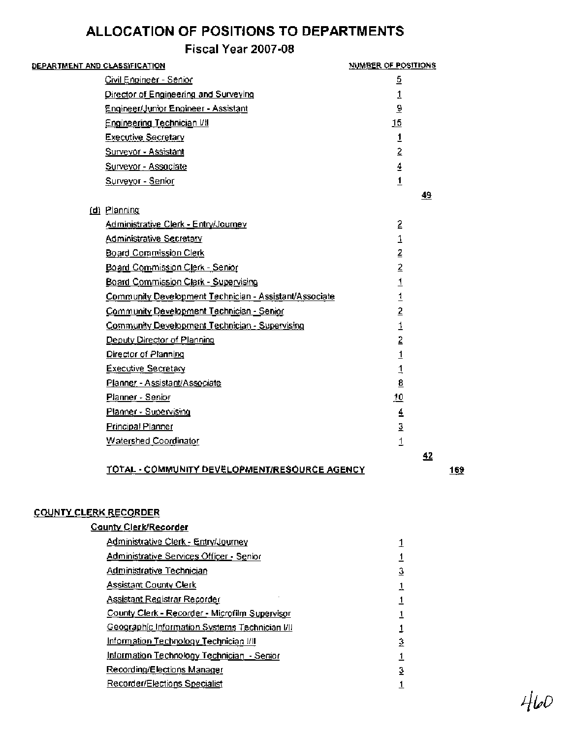# ALLOCATION OF POSITIONS TO DEPARTMENTS

## Fiscal Year 2007-08

| DEPARTMENT AND CLASSIFICATION | NUMBER OF POSITIONS | | |
|---|---|---|---|
| Civil Engineer - Senior | 5 | | |
| Director of Engineering and Surveying | 1 | | |
| Engineer/Junior Engineer - Assistant | 9 | | |
| Engineering Technician I/II | 15 | | |
| Executive Secretary | 1 | | |
| Surveyor - Assistant | 2 | | |
| Surveyor - Associate | 4 | | |
| Surveyor - Senior | 1 | | |
| | | 49 | |
| (d) Planning | | | |
| Administrative Clerk - Entry/Journey | 2 | | |
| Administrative Secretary | 1 | | |
| Board Commission Clerk | 2 | | |
| Board Commission Clerk - Senior | 2 | | |
| Board Commission Clerk - Supervising | 1 | | |
| Community Development Technician - Assistant/Associate | 1 | | |
| Community Development Technician - Senior | 2 | | |
| Community Development Technician - Supervising | 1 | | |
| Deputy Director of Planning | 2 | | |
| Director of Planning | 1 | | |
| Executive Secretary | 1 | | |
| Planner - Assistant/Associate | 8 | | |
| Planner - Senior | 10 | | |
| Planner - Supervising | 4 | | |
| Principal Planner | 3 | | |
| Watershed Coordinator | 1 | | |
| | | 42 | |
| TOTAL - COMMUNITY DEVELOPMENT/RESOURCE AGENCY | | | 169 |

**COUNTY CLERK RECORDER**

| DEPARTMENT AND CLASSIFICATION | NUMBER OF POSITIONS |
|---|---|
| **County Clerk/Recorder** | |
| Administrative Clerk - Entry/Journey | 1 |
| Administrative Services Officer - Senior | 1 |
| Administrative Technician | 3 |
| Assistant County Clerk | 1 |
| Assistant Registrar Recorder | 1 |
| County Clerk - Recorder - Microfilm Supervisor | 1 |
| Geographic Information Systems Technician I/II | 1 |
| Information Technology Technician I/II | 3 |
| Information Technology Technician - Senior | 1 |
| Recording/Elections Manager | 3 |
| Recorder/Elections Specialist | 1 |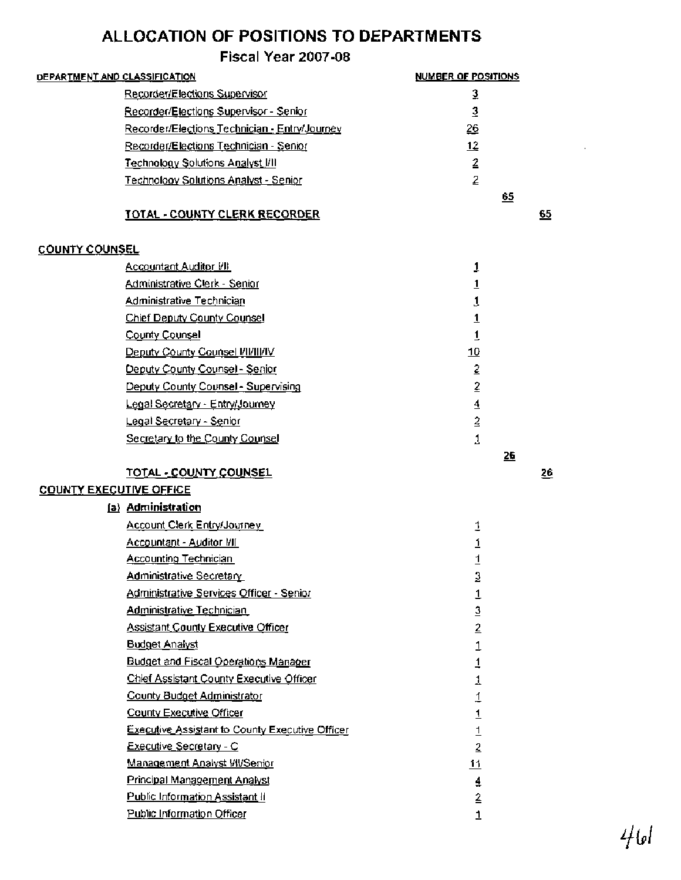# ALLOCATION OF POSITIONS TO DEPARTMENTS

## Fiscal Year 2007-08

| DEPARTMENT AND CLASSIFICATION | NUMBER OF POSITIONS | | |
|---|---|---|---|
| Recorder/Elections Supervisor | 3 | | |
| Recorder/Elections Supervisor - Senior | 3 | | |
| Recorder/Elections Technician - Entry/Journey | 26 | | |
| Recorder/Elections Technician - Senior | 12 | | |
| Technology Solutions Analyst I/II | 2 | | |
| Technology Solutions Analyst - Senior | 2 | | |
| | | 65 | |
| **TOTAL - COUNTY CLERK RECORDER** | | | 65 |
| **COUNTY COUNSEL** | | | |
| Accountant Auditor I/II | 1 | | |
| Administrative Clerk - Senior | 1 | | |
| Administrative Technician | 1 | | |
| Chief Deputy County Counsel | 1 | | |
| County Counsel | 1 | | |
| Deputy County Counsel I/II/III/IV | 10 | | |
| Deputy County Counsel - Senior | 2 | | |
| Deputy County Counsel - Supervising | 2 | | |
| Legal Secretary - Entry/Journey | 4 | | |
| Legal Secretary - Senior | 2 | | |
| Secretary to the County Counsel | 1 | | |
| | | 26 | |
| **TOTAL - COUNTY COUNSEL** | | | 26 |
| **COUNTY EXECUTIVE OFFICE** | | | |
| **(a) Administration** | | | |
| Account Clerk Entry/Journey | 1 | | |
| Accountant - Auditor I/II | 1 | | |
| Accounting Technician | 1 | | |
| Administrative Secretary | 3 | | |
| Administrative Services Officer - Senior | 1 | | |
| Administrative Technician | 3 | | |
| Assistant County Executive Officer | 2 | | |
| Budget Analyst | 1 | | |
| Budget and Fiscal Operations Manager | 1 | | |
| Chief Assistant County Executive Officer | 1 | | |
| County Budget Administrator | 1 | | |
| County Executive Officer | 1 | | |
| Executive Assistant to County Executive Officer | 1 | | |
| Executive Secretary - C | 2 | | |
| Management Analyst I/II/Senior | 11 | | |
| Principal Management Analyst | 4 | | |
| Public Information Assistant II | 2 | | |
| Public Information Officer | 1 | | |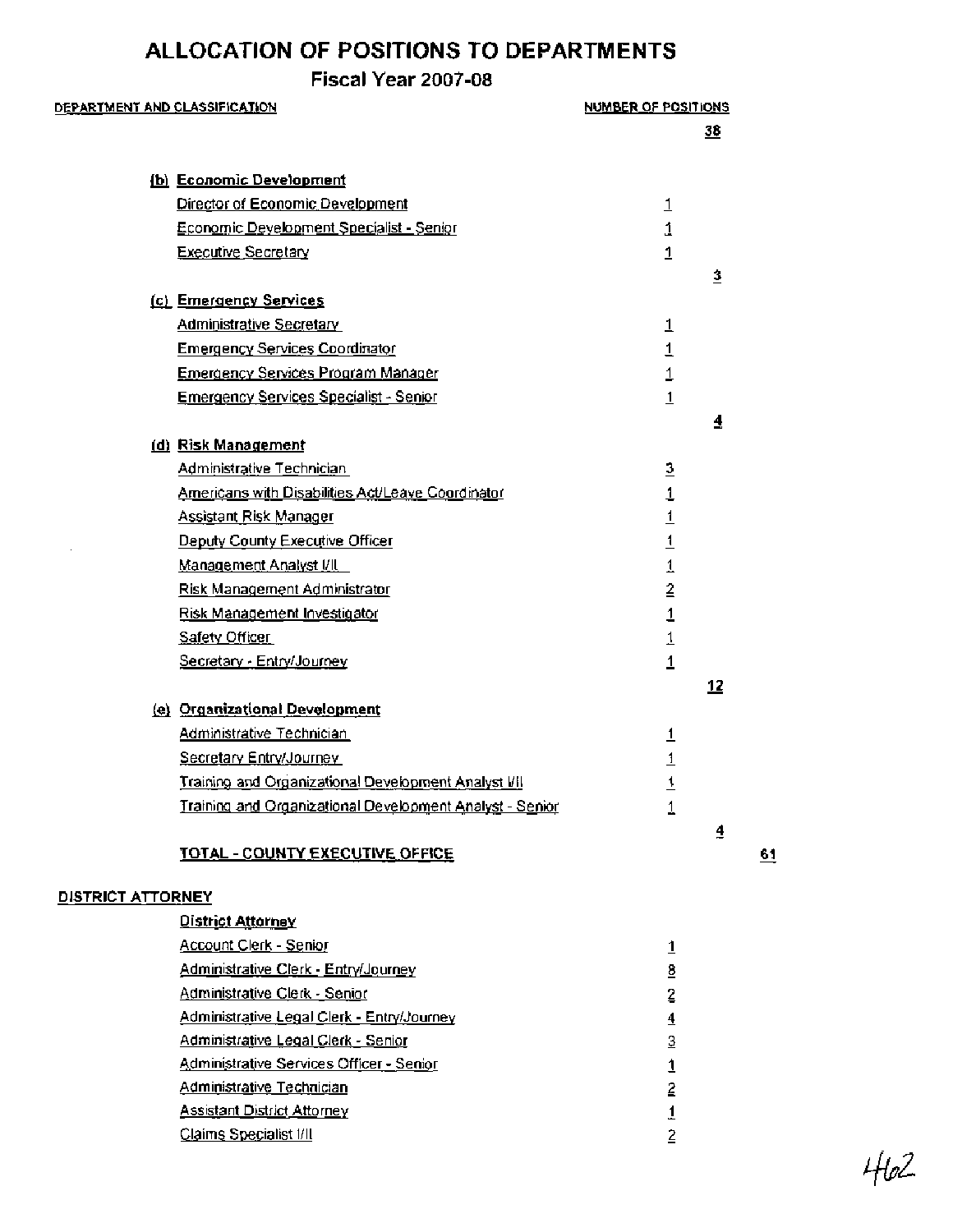# ALLOCATION OF POSITIONS TO DEPARTMENTS

## Fiscal Year 2007-08

| DEPARTMENT AND CLASSIFICATION | NUMBER OF POSITIONS | | |
|---|---|---|---|
| | | 38 | |
| **(b) Economic Development** | | | |
| Director of Economic Development | 1 | | |
| Economic Development Specialist - Senior | 1 | | |
| Executive Secretary | 1 | | |
| | | 3 | |
| **(c) Emergency Services** | | | |
| Administrative Secretary | 1 | | |
| Emergency Services Coordinator | 1 | | |
| Emergency Services Program Manager | 1 | | |
| Emergency Services Specialist - Senior | 1 | | |
| | | 4 | |
| **(d) Risk Management** | | | |
| Administrative Technician | 3 | | |
| Americans with Disabilities Act/Leave Coordinator | 1 | | |
| Assistant Risk Manager | 1 | | |
| Deputy County Executive Officer | 1 | | |
| Management Analyst I/II | 1 | | |
| Risk Management Administrator | 2 | | |
| Risk Management Investigator | 1 | | |
| Safety Officer | 1 | | |
| Secretary - Entry/Journey | 1 | | |
| | | 12 | |
| **(e) Organizational Development** | | | |
| Administrative Technician | 1 | | |
| Secretary Entry/Journey | 1 | | |
| Training and Organizational Development Analyst I/II | 1 | | |
| Training and Organizational Development Analyst - Senior | 1 | | |
| | | 4 | |
| **TOTAL - COUNTY EXECUTIVE OFFICE** | | | 61 |

**DISTRICT ATTORNEY**

| DEPARTMENT AND CLASSIFICATION | NUMBER OF POSITIONS |
|---|---|
| **District Attorney** | |
| Account Clerk - Senior | 1 |
| Administrative Clerk - Entry/Journey | 8 |
| Administrative Clerk - Senior | 2 |
| Administrative Legal Clerk - Entry/Journey | 4 |
| Administrative Legal Clerk - Senior | 3 |
| Administrative Services Officer - Senior | 1 |
| Administrative Technician | 2 |
| Assistant District Attorney | 1 |
| Claims Specialist I/II | 2 |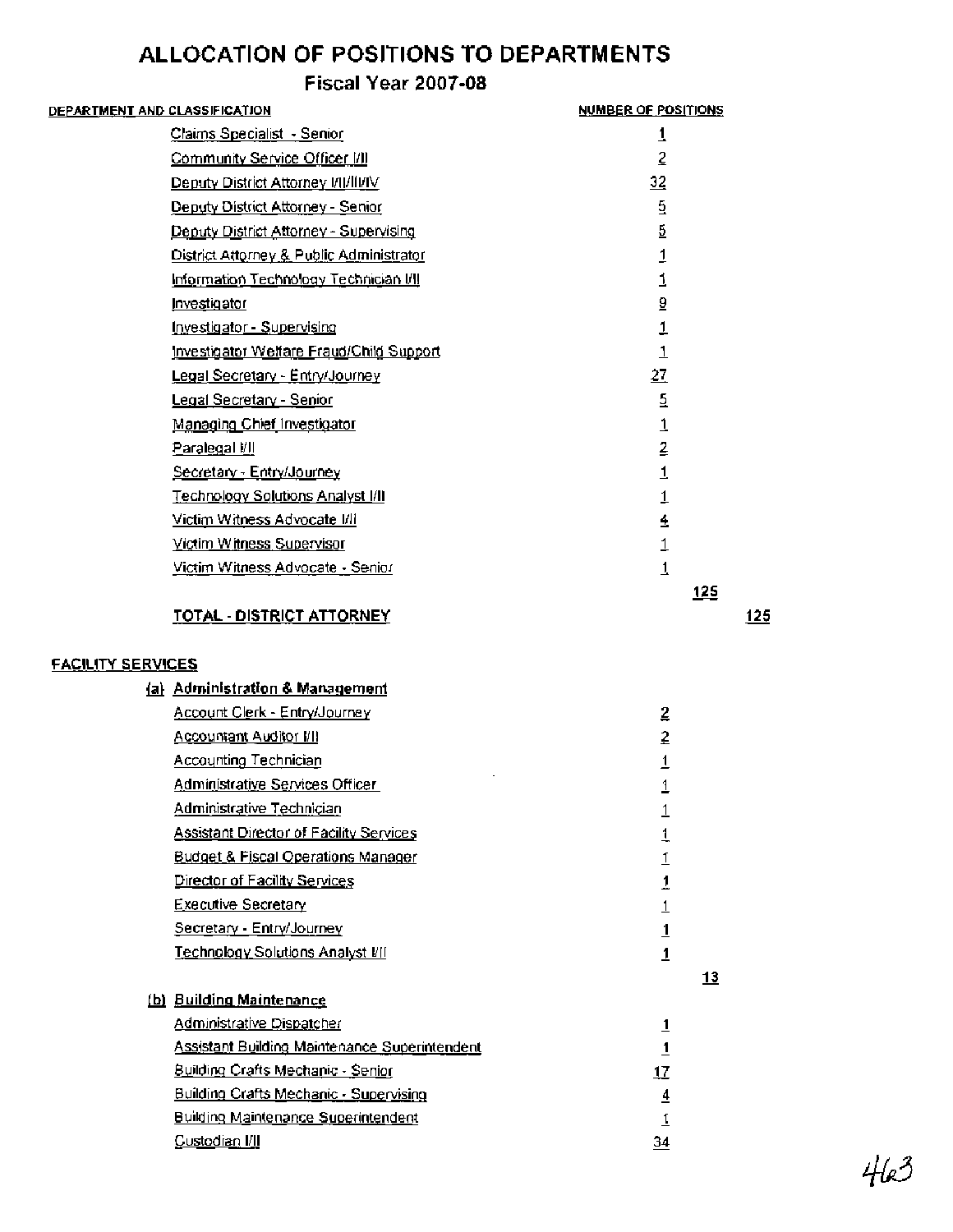# ALLOCATION OF POSITIONS TO DEPARTMENTS

## Fiscal Year 2007-08

| DEPARTMENT AND CLASSIFICATION | NUMBER OF POSITIONS | | |
|---|---|---|---|
| Claims Specialist - Senior | 1 | | |
| Community Service Officer I/II | 2 | | |
| Deputy District Attorney I/II/III/IV | 32 | | |
| Deputy District Attorney - Senior | 5 | | |
| Deputy District Attorney - Supervising | 5 | | |
| District Attorney & Public Administrator | 1 | | |
| Information Technology Technician I/II | 1 | | |
| Investigator | 9 | | |
| Investigator - Supervising | 1 | | |
| Investigator Welfare Fraud/Child Support | 1 | | |
| Legal Secretary - Entry/Journey | 27 | | |
| Legal Secretary - Senior | 5 | | |
| Managing Chief Investigator | 1 | | |
| Paralegal I/II | 2 | | |
| Secretary - Entry/Journey | 1 | | |
| Technology Solutions Analyst I/II | 1 | | |
| Victim Witness Advocate I/II | 4 | | |
| Victim Witness Supervisor | 1 | | |
| Victim Witness Advocate - Senior | 1 | | |
| | | 125 | |
| **TOTAL - DISTRICT ATTORNEY** | | | 125 |
| | | | |
| **FACILITY SERVICES** | | | |
| **(a) Administration & Management** | | | |
| Account Clerk - Entry/Journey | 2 | | |
| Accountant Auditor I/II | 2 | | |
| Accounting Technician | 1 | | |
| Administrative Services Officer | 1 | | |
| Administrative Technician | 1 | | |
| Assistant Director of Facility Services | 1 | | |
| Budget & Fiscal Operations Manager | 1 | | |
| Director of Facility Services | 1 | | |
| Executive Secretary | 1 | | |
| Secretary - Entry/Journey | 1 | | |
| Technology Solutions Analyst I/II | 1 | | |
| | | 13 | |
| **(b) Building Maintenance** | | | |
| Administrative Dispatcher | 1 | | |
| Assistant Building Maintenance Superintendent | 1 | | |
| Building Crafts Mechanic - Senior | 17 | | |
| Building Crafts Mechanic - Supervising | 4 | | |
| Building Maintenance Superintendent | 1 | | |
| Custodian I/II | 34 | | |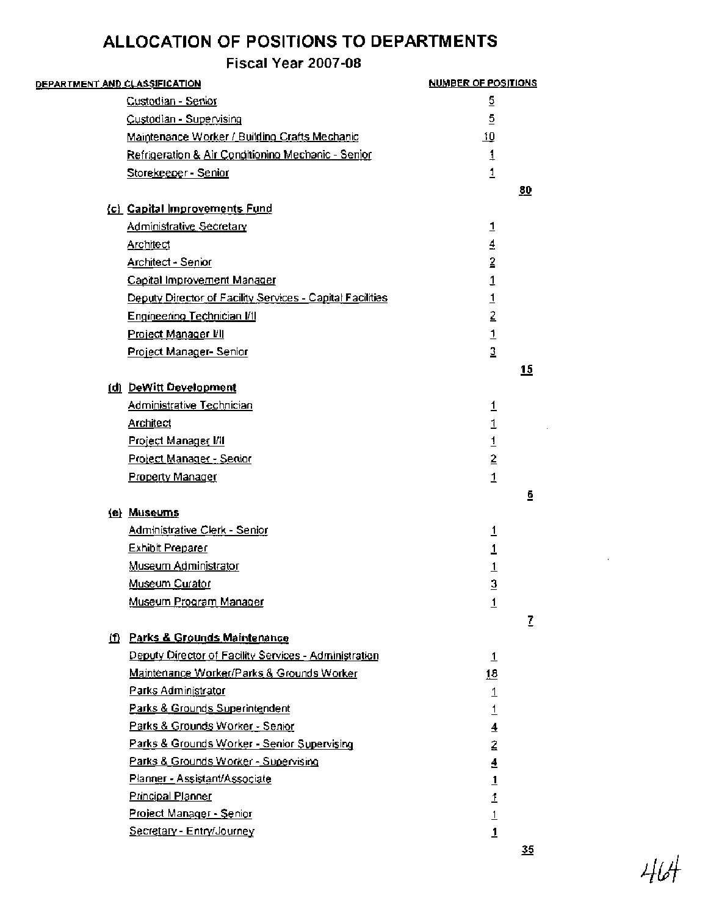# ALLOCATION OF POSITIONS TO DEPARTMENTS

## Fiscal Year 2007-08

| DEPARTMENT AND CLASSIFICATION | NUMBER OF POSITIONS | |
|---|---|---|
| Custodian - Senior | 5 | |
| Custodian - Supervising | 5 | |
| Maintenance Worker / Building Crafts Mechanic | 10 | |
| Refrigeration & Air Conditioning Mechanic - Senior | 1 | |
| Storekeeper - Senior | 1 | |
| | | 80 |
| **(c) Capital Improvements Fund** | | |
| Administrative Secretary | 1 | |
| Architect | 4 | |
| Architect - Senior | 2 | |
| Capital Improvement Manager | 1 | |
| Deputy Director of Facility Services - Capital Facilities | 1 | |
| Engineering Technician I/II | 2 | |
| Project Manager I/II | 1 | |
| Project Manager- Senior | 3 | |
| | | 15 |
| **(d) DeWitt Development** | | |
| Administrative Technician | 1 | |
| Architect | 1 | |
| Project Manager I/II | 1 | |
| Project Manager - Senior | 2 | |
| Property Manager | 1 | |
| | | 6 |
| **(e) Museums** | | |
| Administrative Clerk - Senior | 1 | |
| Exhibit Preparer | 1 | |
| Museum Administrator | 1 | |
| Museum Curator | 3 | |
| Museum Program Manager | 1 | |
| | | 7 |
| **(f) Parks & Grounds Maintenance** | | |
| Deputy Director of Facility Services - Administration | 1 | |
| Maintenance Worker/Parks & Grounds Worker | 18 | |
| Parks Administrator | 1 | |
| Parks & Grounds Superintendent | 1 | |
| Parks & Grounds Worker - Senior | 4 | |
| Parks & Grounds Worker - Senior Supervising | 2 | |
| Parks & Grounds Worker - Supervising | 4 | |
| Planner - Assistant/Associate | 1 | |
| Principal Planner | 1 | |
| Project Manager - Senior | 1 | |
| Secretary - Entry/Journey | 1 | |
| | | 35 |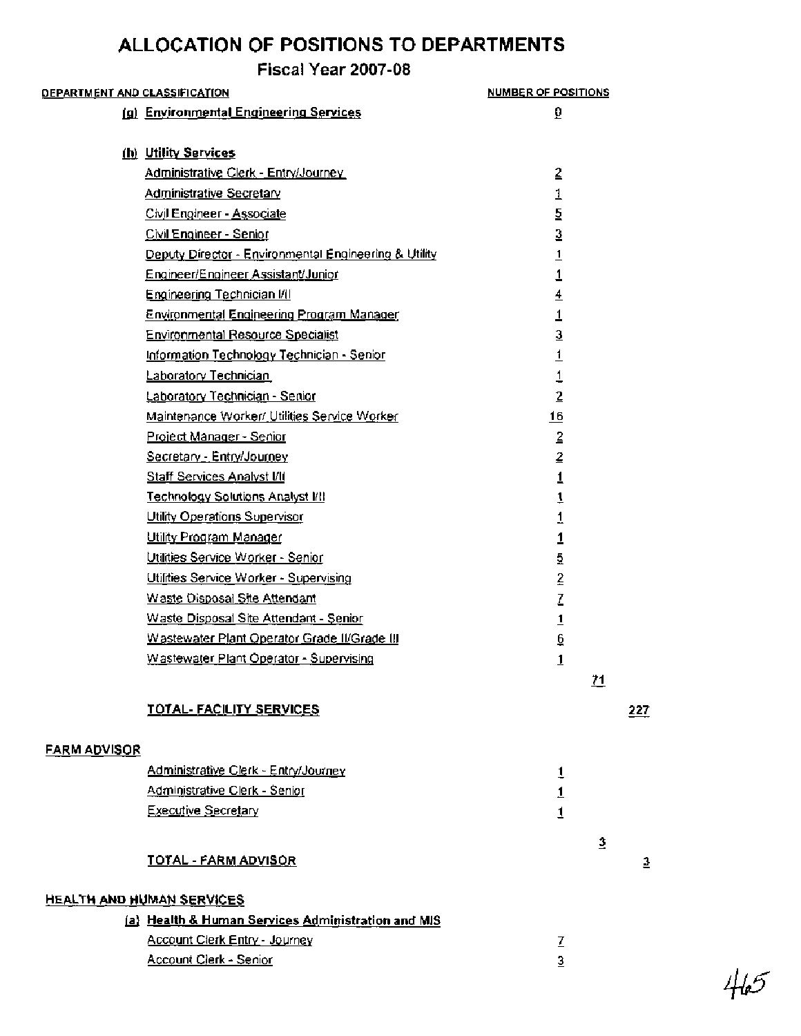# ALLOCATION OF POSITIONS TO DEPARTMENTS

## Fiscal Year 2007-08

| DEPARTMENT AND CLASSIFICATION | NUMBER OF POSITIONS | | |
|---|---|---|---|
| (g) Environmental Engineering Services | 0 | | |
| | | | |
| (h) Utility Services | | | |
| Administrative Clerk - Entry/Journey | 2 | | |
| Administrative Secretary | 1 | | |
| Civil Engineer - Associate | 5 | | |
| Civil Engineer - Senior | 3 | | |
| Deputy Director - Environmental Engineering & Utility | 1 | | |
| Engineer/Engineer Assistant/Junior | 1 | | |
| Engineering Technician I/II | 4 | | |
| Environmental Engineering Program Manager | 1 | | |
| Environmental Resource Specialist | 3 | | |
| Information Technology Technician - Senior | 1 | | |
| Laboratory Technician | 1 | | |
| Laboratory Technician - Senior | 2 | | |
| Maintenance Worker/ Utilities Service Worker | 16 | | |
| Project Manager - Senior | 2 | | |
| Secretary - Entry/Journey | 2 | | |
| Staff Services Analyst I/II | 1 | | |
| Technology Solutions Analyst I/II | 1 | | |
| Utility Operations Supervisor | 1 | | |
| Utility Program Manager | 1 | | |
| Utilities Service Worker - Senior | 5 | | |
| Utilities Service Worker - Supervising | 2 | | |
| Waste Disposal Site Attendant | 7 | | |
| Waste Disposal Site Attendant - Senior | 1 | | |
| Wastewater Plant Operator Grade II/Grade III | 6 | | |
| Wastewater Plant Operator - Supervising | 1 | | |
| | | 71 | |
| TOTAL- FACILITY SERVICES | | | 227 |
| | | | |
| FARM ADVISOR | | | |
| Administrative Clerk - Entry/Journey | 1 | | |
| Administrative Clerk - Senior | 1 | | |
| Executive Secretary | 1 | | |
| | | 3 | |
| TOTAL - FARM ADVISOR | | | 3 |
| | | | |
| HEALTH AND HUMAN SERVICES | | | |
| (a) Health & Human Services Administration and MIS | | | |
| Account Clerk Entry - Journey | 7 | | |
| Account Clerk - Senior | 3 | | |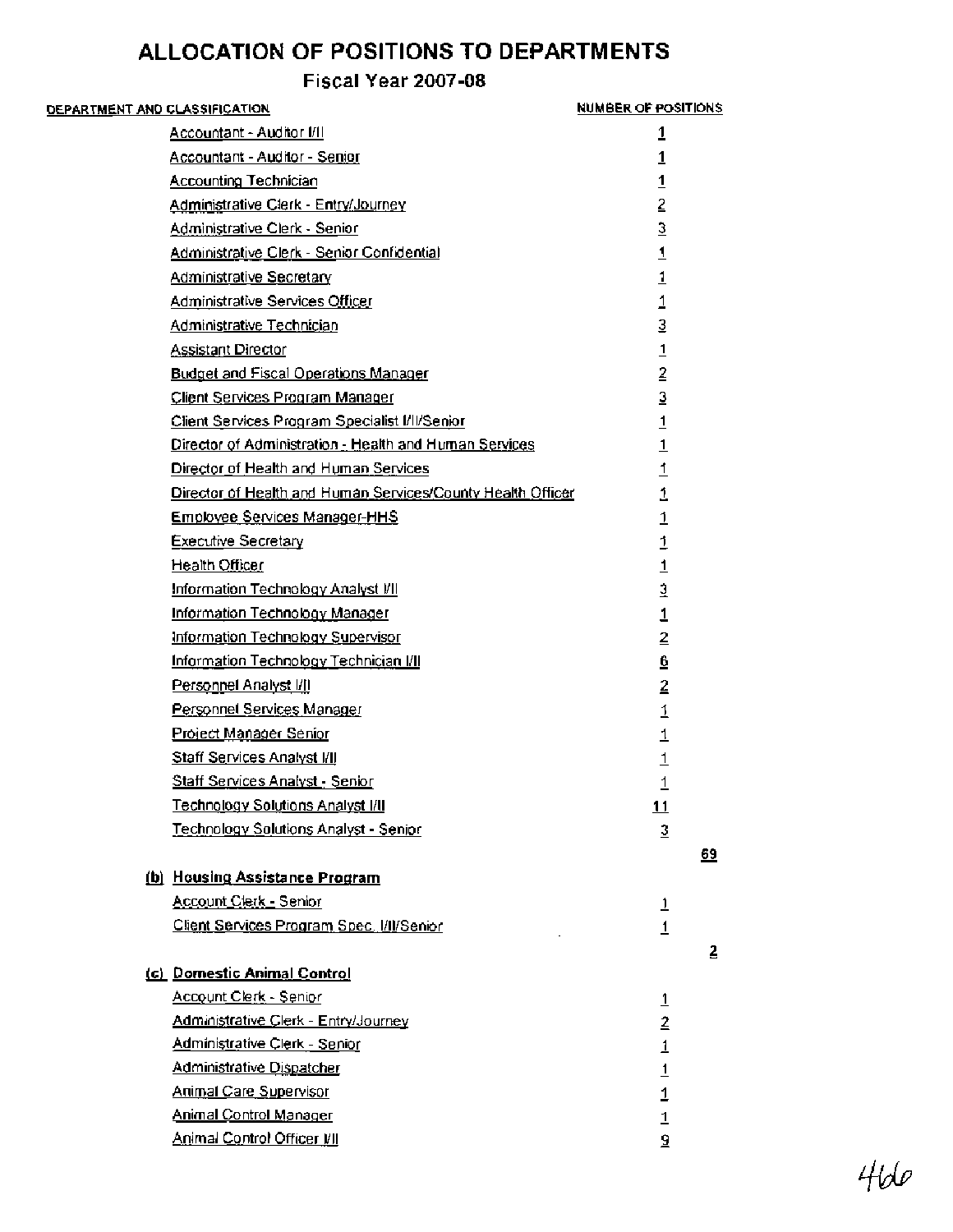# ALLOCATION OF POSITIONS TO DEPARTMENTS

## Fiscal Year 2007-08

| DEPARTMENT AND CLASSIFICATION | NUMBER OF POSITIONS | |
|---|---|---|
| Accountant - Auditor I/II | 1 | |
| Accountant - Auditor - Senior | 1 | |
| Accounting Technician | 1 | |
| Administrative Clerk - Entry/Journey | 2 | |
| Administrative Clerk - Senior | 3 | |
| Administrative Clerk - Senior Confidential | 1 | |
| Administrative Secretary | 1 | |
| Administrative Services Officer | 1 | |
| Administrative Technician | 3 | |
| Assistant Director | 1 | |
| Budget and Fiscal Operations Manager | 2 | |
| Client Services Program Manager | 3 | |
| Client Services Program Specialist I/II/Senior | 1 | |
| Director of Administration - Health and Human Services | 1 | |
| Director of Health and Human Services | 1 | |
| Director of Health and Human Services/County Health Officer | 1 | |
| Employee Services Manager-HHS | 1 | |
| Executive Secretary | 1 | |
| Health Officer | 1 | |
| Information Technology Analyst I/II | 3 | |
| Information Technology Manager | 1 | |
| Information Technology Supervisor | 2 | |
| Information Technology Technician I/II | 6 | |
| Personnel Analyst I/II | 2 | |
| Personnel Services Manager | 1 | |
| Project Manager Senior | 1 | |
| Staff Services Analyst I/II | 1 | |
| Staff Services Analyst - Senior | 1 | |
| Technology Solutions Analyst I/II | 11 | |
| Technology Solutions Analyst - Senior | 3 | |
| | | 69 |
| **(b) Housing Assistance Program** | | |
| Account Clerk - Senior | 1 | |
| Client Services Program Spec. I/II/Senior | 1 | |
| | | 2 |
| **(c) Domestic Animal Control** | | |
| Account Clerk - Senior | 1 | |
| Administrative Clerk - Entry/Journey | 2 | |
| Administrative Clerk - Senior | 1 | |
| Administrative Dispatcher | 1 | |
| Animal Care Supervisor | 1 | |
| Animal Control Manager | 1 | |
| Animal Control Officer I/II | 9 | |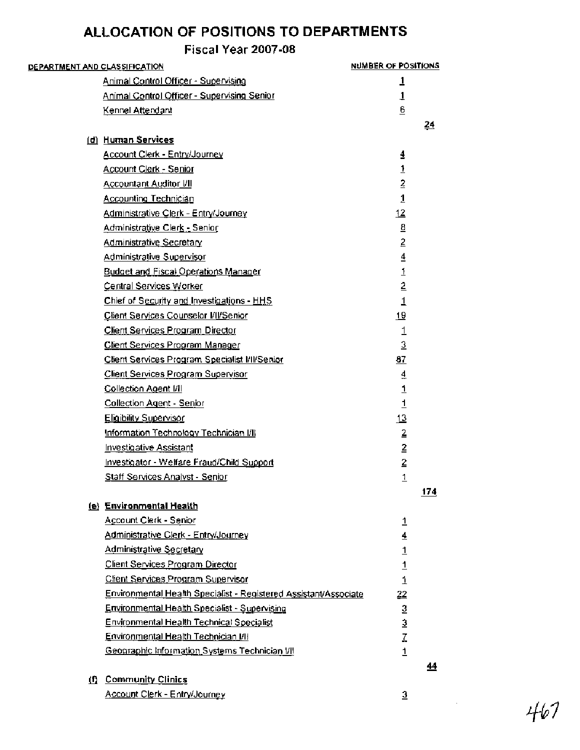# ALLOCATION OF POSITIONS TO DEPARTMENTS

## Fiscal Year 2007-08

| DEPARTMENT AND CLASSIFICATION | NUMBER OF POSITIONS | |
|---|---|---|
| Animal Control Officer - Supervising | 1 | |
| Animal Control Officer - Supervising Senior | 1 | |
| Kennel Attendant | 6 | |
| | | 24 |
| **(d) Human Services** | | |
| Account Clerk - Entry/Journey | 4 | |
| Account Clerk - Senior | 1 | |
| Accountant Auditor I/II | 2 | |
| Accounting Technician | 1 | |
| Administrative Clerk - Entry/Journey | 12 | |
| Administrative Clerk - Senior | 8 | |
| Administrative Secretary | 2 | |
| Administrative Supervisor | 4 | |
| Budget and Fiscal Operations Manager | 1 | |
| Central Services Worker | 2 | |
| Chief of Security and Investigations - HHS | 1 | |
| Client Services Counselor I/II/Senior | 19 | |
| Client Services Program Director | 1 | |
| Client Services Program Manager | 3 | |
| Client Services Program Specialist I/II/Senior | 87 | |
| Client Services Program Supervisor | 4 | |
| Collection Agent I/II | 1 | |
| Collection Agent - Senior | 1 | |
| Eligibility Supervisor | 13 | |
| Information Technology Technician I/II | 2 | |
| Investigative Assistant | 2 | |
| Investigator - Welfare Fraud/Child Support | 2 | |
| Staff Services Analyst - Senior | 1 | |
| | | 174 |
| **(e) Environmental Health** | | |
| Account Clerk - Senior | 1 | |
| Administrative Clerk - Entry/Journey | 4 | |
| Administrative Secretary | 1 | |
| Client Services Program Director | 1 | |
| Client Services Program Supervisor | 1 | |
| Environmental Health Specialist - Registered Assistant/Associate | 22 | |
| Environmental Health Specialist - Supervising | 3 | |
| Environmental Health Technical Specialist | 3 | |
| Environmental Health Technician I/II | 7 | |
| Geographic Information Systems Technician I/II | 1 | |
| | | 44 |
| **(f) Community Clinics** | | |
| Account Clerk - Entry/Journey | 3 | |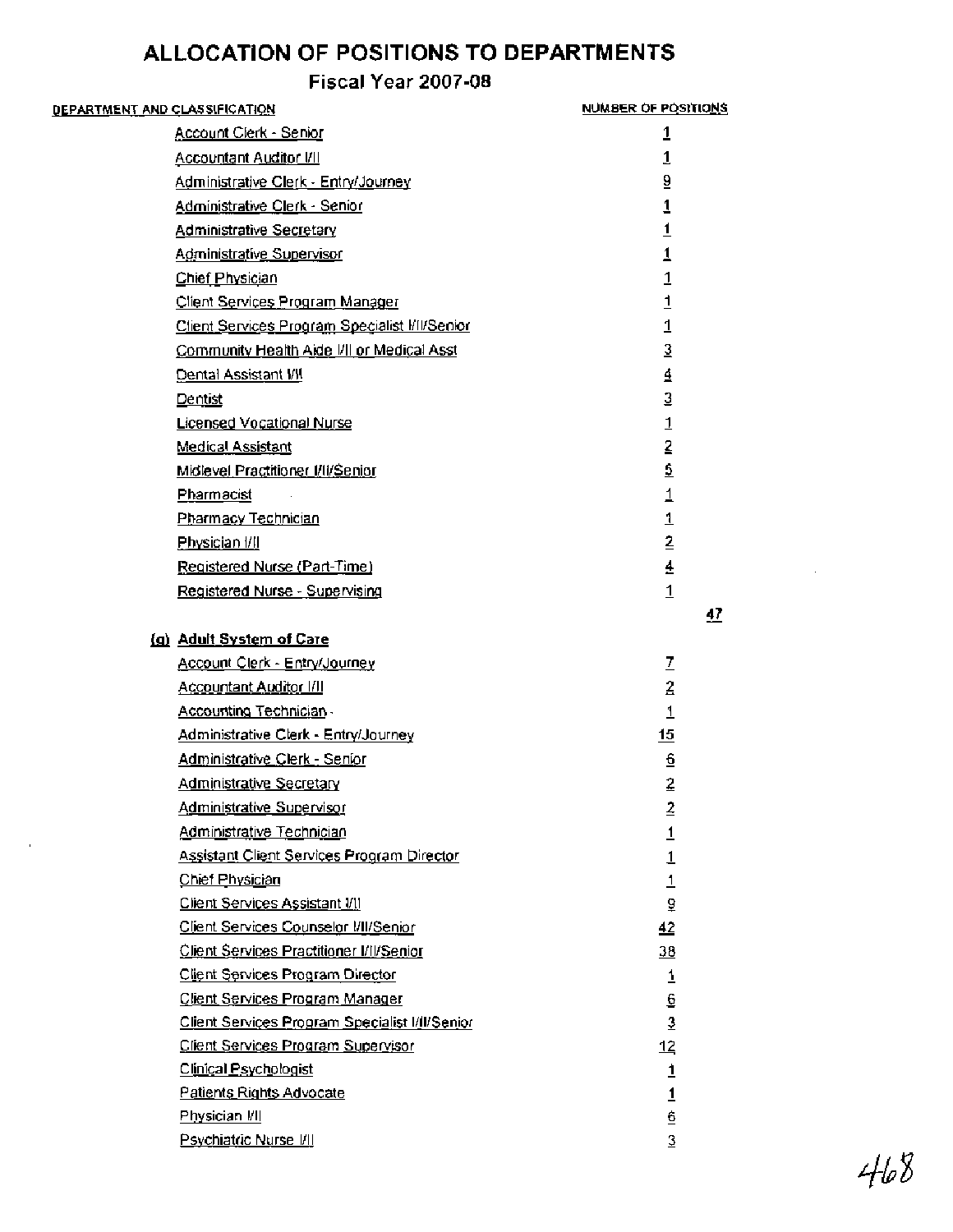# ALLOCATION OF POSITIONS TO DEPARTMENTS

## Fiscal Year 2007-08

| DEPARTMENT AND CLASSIFICATION | NUMBER OF POSITIONS | |
|---|---|---|
| Account Clerk - Senior | 1 | |
| Accountant Auditor I/II | 1 | |
| Administrative Clerk - Entry/Journey | 9 | |
| Administrative Clerk - Senior | 1 | |
| Administrative Secretary | 1 | |
| Administrative Supervisor | 1 | |
| Chief Physician | 1 | |
| Client Services Program Manager | 1 | |
| Client Services Program Specialist I/II/Senior | 1 | |
| Community Health Aide I/II or Medical Asst | 3 | |
| Dental Assistant I/II | 4 | |
| Dentist | 3 | |
| Licensed Vocational Nurse | 1 | |
| Medical Assistant | 2 | |
| Midlevel Practitioner I/II/Senior | 5 | |
| Pharmacist | 1 | |
| Pharmacy Technician | 1 | |
| Physician I/II | 2 | |
| Registered Nurse (Part-Time) | 4 | |
| Registered Nurse - Supervising | 1 | |
| | | 47 |
| **(g) Adult System of Care** | | |
| Account Clerk - Entry/Journey | 7 | |
| Accountant Auditor I/II | 2 | |
| Accounting Technician | 1 | |
| Administrative Clerk - Entry/Journey | 15 | |
| Administrative Clerk - Senior | 6 | |
| Administrative Secretary | 2 | |
| Administrative Supervisor | 2 | |
| Administrative Technician | 1 | |
| Assistant Client Services Program Director | 1 | |
| Chief Physician | 1 | |
| Client Services Assistant I/II | 9 | |
| Client Services Counselor I/II/Senior | 42 | |
| Client Services Practitioner I/II/Senior | 38 | |
| Client Services Program Director | 1 | |
| Client Services Program Manager | 6 | |
| Client Services Program Specialist I/II/Senior | 3 | |
| Client Services Program Supervisor | 12 | |
| Clinical Psychologist | 1 | |
| Patients Rights Advocate | 1 | |
| Physician I/II | 6 | |
| Psychiatric Nurse I/II | 3 | |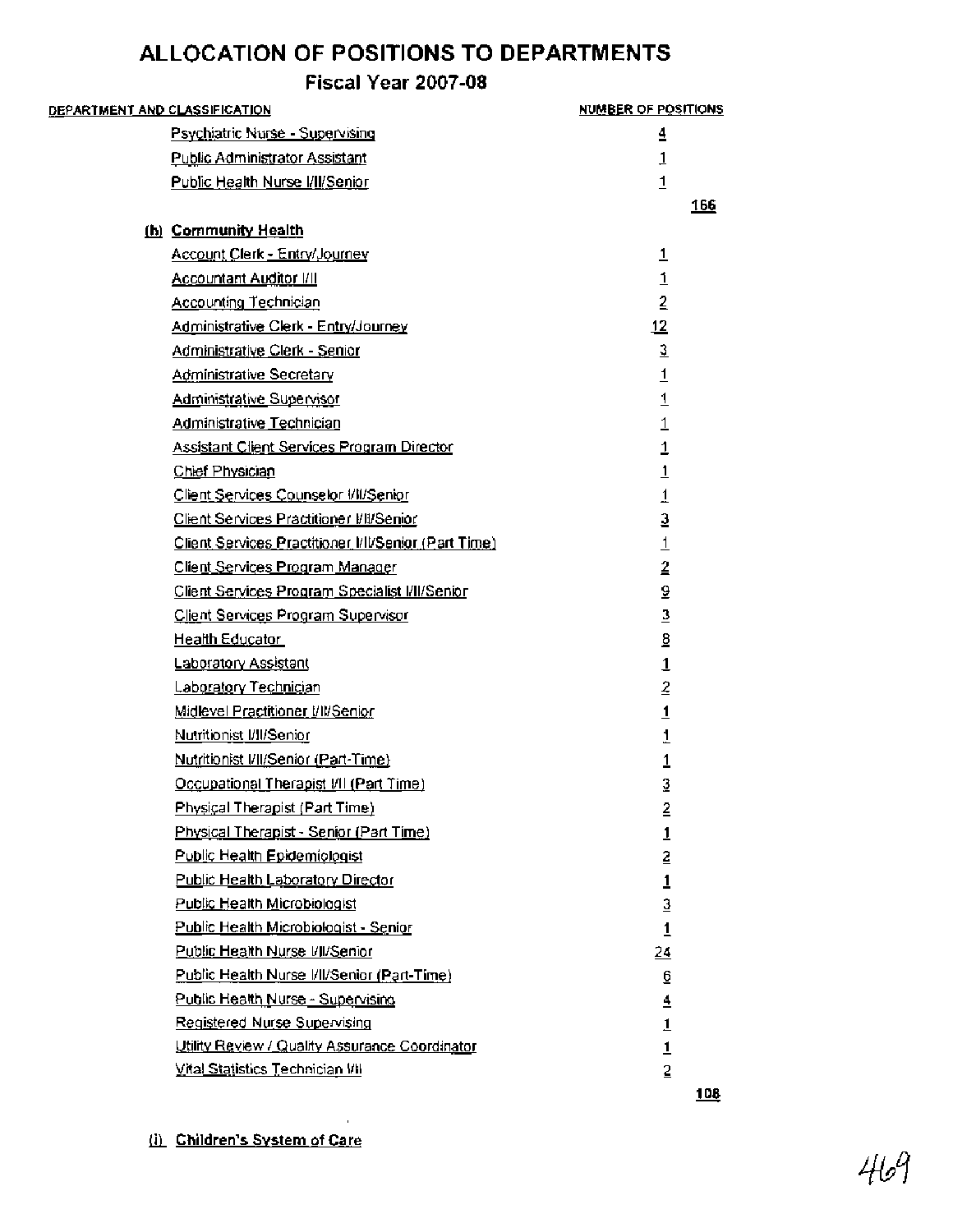# ALLOCATION OF POSITIONS TO DEPARTMENTS

## Fiscal Year 2007-08

| DEPARTMENT AND CLASSIFICATION | NUMBER OF POSITIONS | |
|---|---|---|
| Psychiatric Nurse - Supervising | 4 | |
| Public Administrator Assistant | 1 | |
| Public Health Nurse I/II/Senior | 1 | |
| | | 166 |
| **(h) Community Health** | | |
| Account Clerk - Entry/Journey | 1 | |
| Accountant Auditor I/II | 1 | |
| Accounting Technician | 2 | |
| Administrative Clerk - Entry/Journey | 12 | |
| Administrative Clerk - Senior | 3 | |
| Administrative Secretary | 1 | |
| Administrative Supervisor | 1 | |
| Administrative Technician | 1 | |
| Assistant Client Services Program Director | 1 | |
| Chief Physician | 1 | |
| Client Services Counselor I/II/Senior | 1 | |
| Client Services Practitioner I/II/Senior | 3 | |
| Client Services Practitioner I/II/Senior (Part Time) | 1 | |
| Client Services Program Manager | 2 | |
| Client Services Program Specialist I/II/Senior | 9 | |
| Client Services Program Supervisor | 3 | |
| Health Educator | 8 | |
| Laboratory Assistant | 1 | |
| Laboratory Technician | 2 | |
| Midlevel Practitioner I/II/Senior | 1 | |
| Nutritionist I/II/Senior | 1 | |
| Nutritionist I/II/Senior (Part-Time) | 1 | |
| Occupational Therapist I/II (Part Time) | 3 | |
| Physical Therapist (Part Time) | 2 | |
| Physical Therapist - Senior (Part Time) | 1 | |
| Public Health Epidemiologist | 2 | |
| Public Health Laboratory Director | 1 | |
| Public Health Microbiologist | 3 | |
| Public Health Microbiologist - Senior | 1 | |
| Public Health Nurse I/II/Senior | 24 | |
| Public Health Nurse I/II/Senior (Part-Time) | 6 | |
| Public Health Nurse - Supervising | 4 | |
| Registered Nurse Supervising | 1 | |
| Utility Review / Quality Assurance Coordinator | 1 | |
| Vital Statistics Technician I/II | 2 | |
| | | 108 |

**(i) Children's System of Care**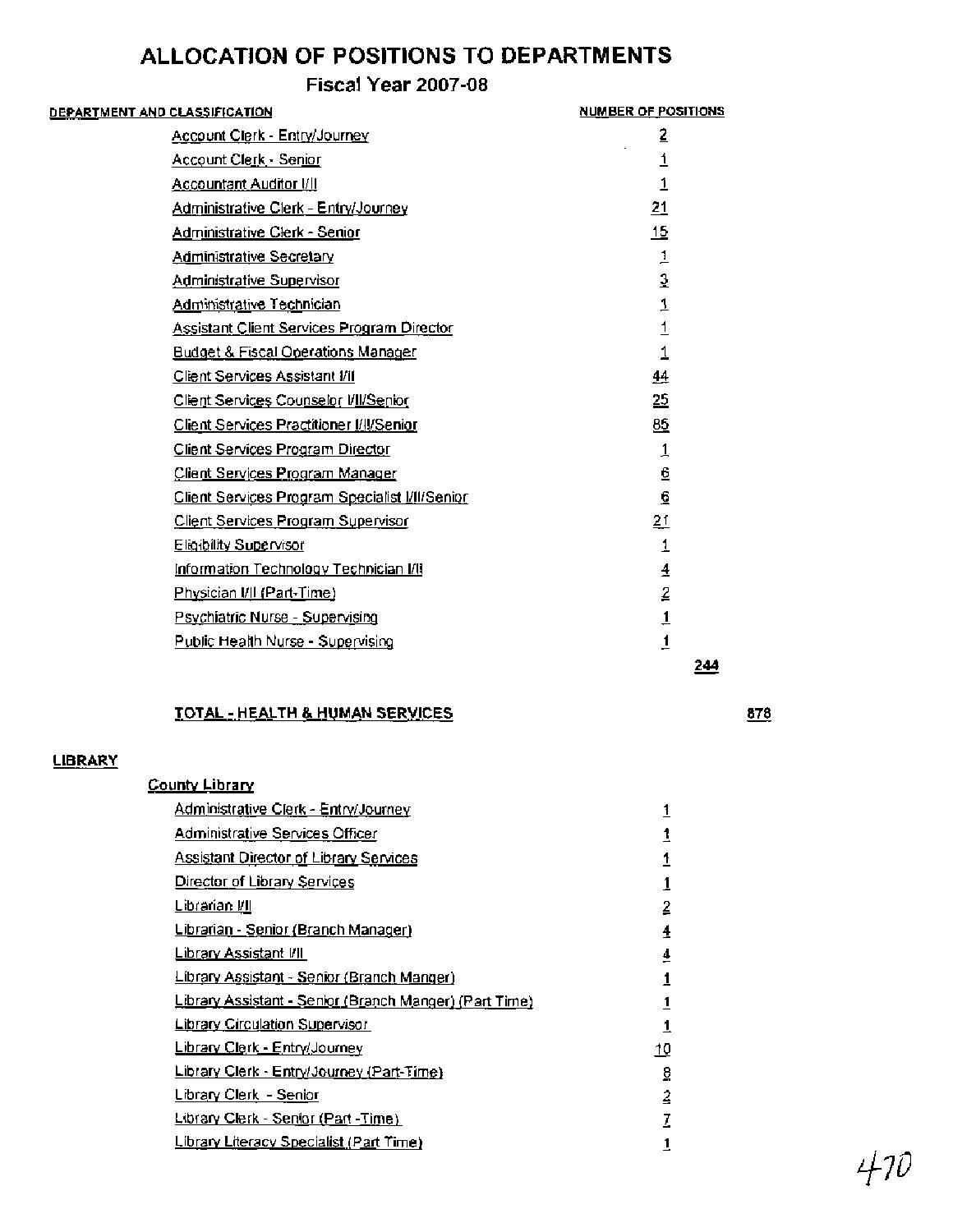# ALLOCATION OF POSITIONS TO DEPARTMENTS

## Fiscal Year 2007-08

| DEPARTMENT AND CLASSIFICATION | NUMBER OF POSITIONS | | |
|---|---|---|---|
| Account Clerk - Entry/Journey | 2 | | |
| Account Clerk - Senior | 1 | | |
| Accountant Auditor I/II | 1 | | |
| Administrative Clerk - Entry/Journey | 21 | | |
| Administrative Clerk - Senior | 15 | | |
| Administrative Secretary | 1 | | |
| Administrative Supervisor | 3 | | |
| Administrative Technician | 1 | | |
| Assistant Client Services Program Director | 1 | | |
| Budget & Fiscal Operations Manager | 1 | | |
| Client Services Assistant I/II | 44 | | |
| Client Services Counselor I/II/Senior | 25 | | |
| Client Services Practitioner I/II/Senior | 85 | | |
| Client Services Program Director | 1 | | |
| Client Services Program Manager | 6 | | |
| Client Services Program Specialist I/II/Senior | 6 | | |
| Client Services Program Supervisor | 21 | | |
| Eligibility Supervisor | 1 | | |
| Information Technology Technician I/II | 4 | | |
| Physician I/II (Part-Time) | 2 | | |
| Psychiatric Nurse - Supervising | 1 | | |
| Public Health Nurse - Supervising | 1 | | |
| | | 244 | |
| **TOTAL - HEALTH & HUMAN SERVICES** | | | 878 |
| **LIBRARY** | | | |
| **County Library** | | | |
| Administrative Clerk - Entry/Journey | 1 | | |
| Administrative Services Officer | 1 | | |
| Assistant Director of Library Services | 1 | | |
| Director of Library Services | 1 | | |
| Librarian I/II | 2 | | |
| Librarian - Senior (Branch Manager) | 4 | | |
| Library Assistant I/II | 4 | | |
| Library Assistant - Senior (Branch Manger) | 1 | | |
| Library Assistant - Senior (Branch Manger) (Part Time) | 1 | | |
| Library Circulation Supervisor | 1 | | |
| Library Clerk - Entry/Journey | 10 | | |
| Library Clerk - Entry/Journey (Part-Time) | 8 | | |
| Library Clerk - Senior | 2 | | |
| Library Clerk - Senior (Part -Time) | 7 | | |
| Library Literacy Specialist (Part Time) | 1 | | |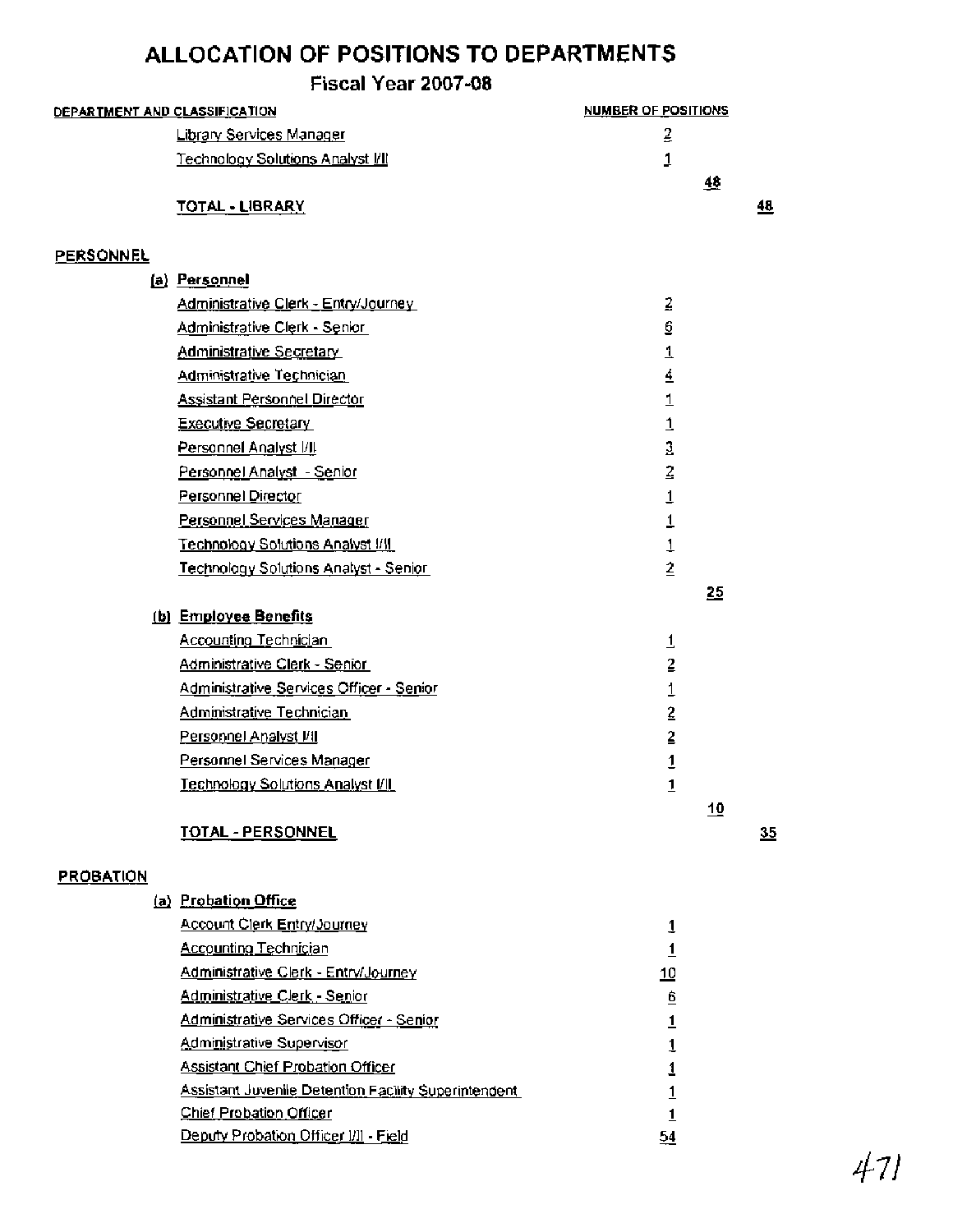# ALLOCATION OF POSITIONS TO DEPARTMENTS

## Fiscal Year 2007-08

| DEPARTMENT AND CLASSIFICATION | NUMBER OF POSITIONS | | |
|---|---|---|---|
| Library Services Manager | 2 | | |
| Technology Solutions Analyst I/II | 1 | | |
| | | 48 | |
| **TOTAL - LIBRARY** | | | 48 |
| | | | |
| **PERSONNEL** | | | |
| **(a) Personnel** | | | |
| Administrative Clerk - Entry/Journey | 2 | | |
| Administrative Clerk - Senior | 6 | | |
| Administrative Secretary | 1 | | |
| Administrative Technician | 4 | | |
| Assistant Personnel Director | 1 | | |
| Executive Secretary | 1 | | |
| Personnel Analyst I/II | 3 | | |
| Personnel Analyst - Senior | 2 | | |
| Personnel Director | 1 | | |
| Personnel Services Manager | 1 | | |
| Technology Solutions Analyst I/II | 1 | | |
| Technology Solutions Analyst - Senior | 2 | | |
| | | 25 | |
| **(b) Employee Benefits** | | | |
| Accounting Technician | 1 | | |
| Administrative Clerk - Senior | 2 | | |
| Administrative Services Officer - Senior | 1 | | |
| Administrative Technician | 2 | | |
| Personnel Analyst I/II | 2 | | |
| Personnel Services Manager | 1 | | |
| Technology Solutions Analyst I/II | 1 | | |
| | | 10 | |
| **TOTAL - PERSONNEL** | | | 35 |
| | | | |
| **PROBATION** | | | |
| **(a) Probation Office** | | | |
| Account Clerk Entry/Journey | 1 | | |
| Accounting Technician | 1 | | |
| Administrative Clerk - Entry/Journey | 10 | | |
| Administrative Clerk - Senior | 6 | | |
| Administrative Services Officer - Senior | 1 | | |
| Administrative Supervisor | 1 | | |
| Assistant Chief Probation Officer | 1 | | |
| Assistant Juvenile Detention Facility Superintendent | 1 | | |
| Chief Probation Officer | 1 | | |
| Deputy Probation Officer I/II - Field | 54 | | |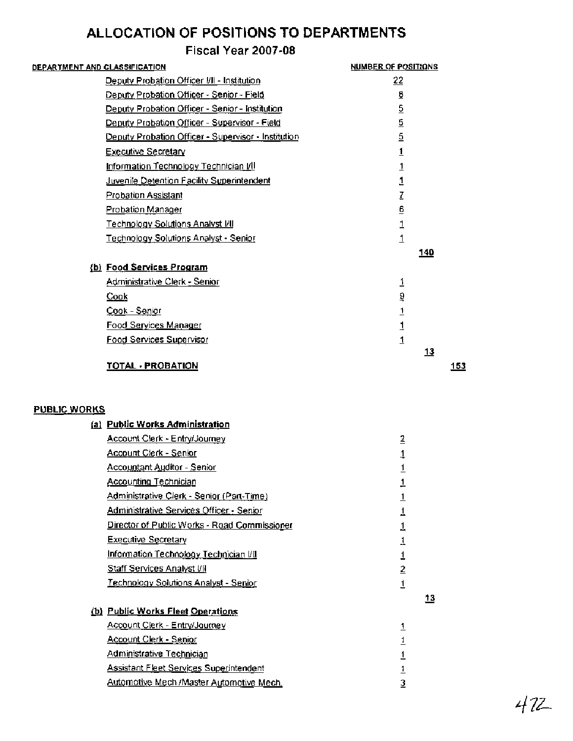# ALLOCATION OF POSITIONS TO DEPARTMENTS

## Fiscal Year 2007-08

| DEPARTMENT AND CLASSIFICATION | NUMBER OF POSITIONS | | |
|---|---|---|---|
| Deputy Probation Officer I/II - Institution | 22 | | |
| Deputy Probation Officer - Senior - Field | 8 | | |
| Deputy Probation Officer - Senior - Institution | 5 | | |
| Deputy Probation Officer - Supervisor - Field | 5 | | |
| Deputy Probation Officer - Supervisor - Institution | 5 | | |
| Executive Secretary | 1 | | |
| Information Technology Technician I/II | 1 | | |
| Juvenile Detention Facility Superintendent | 1 | | |
| Probation Assistant | 7 | | |
| Probation Manager | 6 | | |
| Technology Solutions Analyst I/II | 1 | | |
| Technology Solutions Analyst - Senior | 1 | | |
| | | 140 | |
| **(b) Food Services Program** | | | |
| Administrative Clerk - Senior | 1 | | |
| Cook | 9 | | |
| Cook - Senior | 1 | | |
| Food Services Manager | 1 | | |
| Food Services Supervisor | 1 | | |
| | | 13 | |
| **TOTAL - PROBATION** | | | 153 |

**PUBLIC WORKS**

| DEPARTMENT AND CLASSIFICATION | NUMBER OF POSITIONS | |
|---|---|---|
| **(a) Public Works Administration** | | |
| Account Clerk - Entry/Journey | 2 | |
| Account Clerk - Senior | 1 | |
| Accountant Auditor - Senior | 1 | |
| Accounting Technician | 1 | |
| Administrative Clerk - Senior (Part-Time) | 1 | |
| Administrative Services Officer - Senior | 1 | |
| Director of Public Works - Road Commissioner | 1 | |
| Executive Secretary | 1 | |
| Information Technology Technician I/II | 1 | |
| Staff Services Analyst I/II | 2 | |
| Technology Solutions Analyst - Senior | 1 | |
| | | 13 |
| **(b) Public Works Fleet Operations** | | |
| Account Clerk - Entry/Journey | 1 | |
| Account Clerk - Senior | 1 | |
| Administrative Technician | 1 | |
| Assistant Fleet Services Superintendent | 1 | |
| Automotive Mech./Master Automotive Mech. | 3 | |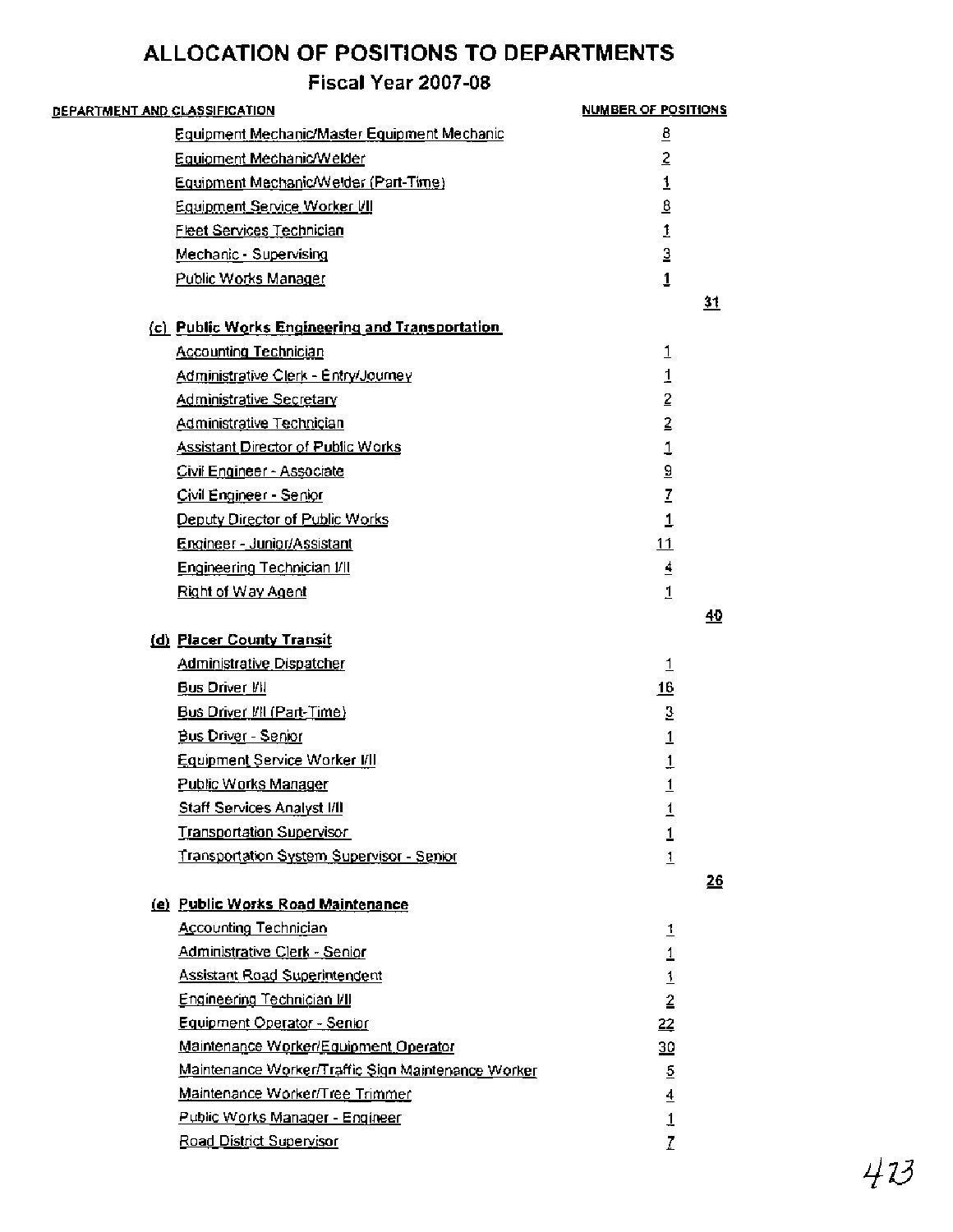# ALLOCATION OF POSITIONS TO DEPARTMENTS

## Fiscal Year 2007-08

| DEPARTMENT AND CLASSIFICATION | NUMBER OF POSITIONS | |
|---|---|---|
| Equipment Mechanic/Master Equipment Mechanic | 8 | |
| Equipment Mechanic/Welder | 2 | |
| Equipment Mechanic/Welder (Part-Time) | 1 | |
| Equipment Service Worker I/II | 8 | |
| Fleet Services Technician | 1 | |
| Mechanic - Supervising | 3 | |
| Public Works Manager | 1 | |
| | | 31 |
| **(c) Public Works Engineering and Transportation** | | |
| Accounting Technician | 1 | |
| Administrative Clerk - Entry/Journey | 1 | |
| Administrative Secretary | 2 | |
| Administrative Technician | 2 | |
| Assistant Director of Public Works | 1 | |
| Civil Engineer - Associate | 9 | |
| Civil Engineer - Senior | 7 | |
| Deputy Director of Public Works | 1 | |
| Engineer - Junior/Assistant | 11 | |
| Engineering Technician I/II | 4 | |
| Right of Way Agent | 1 | |
| | | 40 |
| **(d) Placer County Transit** | | |
| Administrative Dispatcher | 1 | |
| Bus Driver I/II | 16 | |
| Bus Driver I/II (Part-Time) | 3 | |
| Bus Driver - Senior | 1 | |
| Equipment Service Worker I/II | 1 | |
| Public Works Manager | 1 | |
| Staff Services Analyst I/II | 1 | |
| Transportation Supervisor | 1 | |
| Transportation System Supervisor - Senior | 1 | |
| | | 26 |
| **(e) Public Works Road Maintenance** | | |
| Accounting Technician | 1 | |
| Administrative Clerk - Senior | 1 | |
| Assistant Road Superintendent | 1 | |
| Engineering Technician I/II | 2 | |
| Equipment Operator - Senior | 22 | |
| Maintenance Worker/Equipment Operator | 30 | |
| Maintenance Worker/Traffic Sign Maintenance Worker | 5 | |
| Maintenance Worker/Tree Trimmer | 4 | |
| Public Works Manager - Engineer | 1 | |
| Road District Supervisor | 7 | |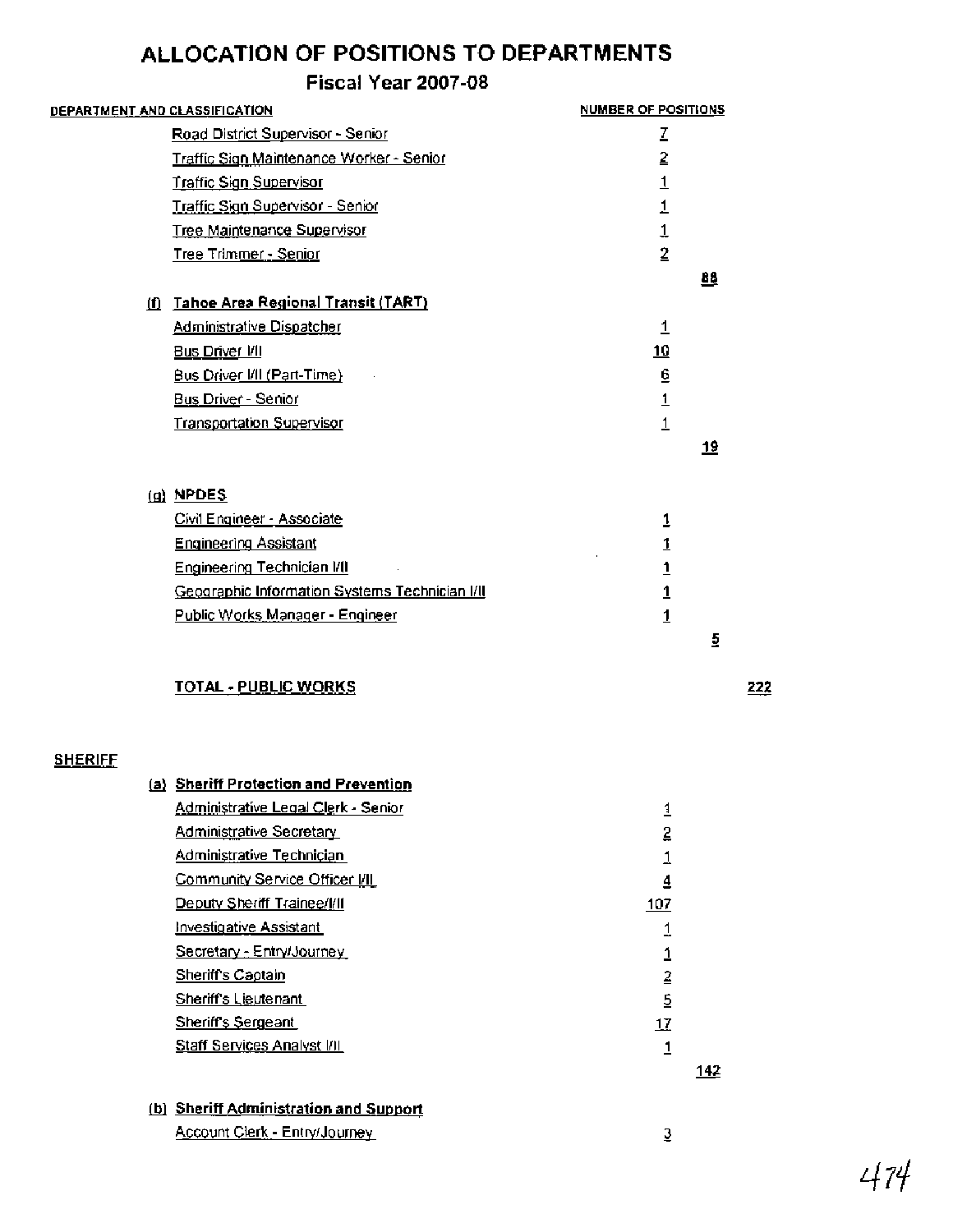# ALLOCATION OF POSITIONS TO DEPARTMENTS

## Fiscal Year 2007-08

| DEPARTMENT AND CLASSIFICATION | NUMBER OF POSITIONS | | |
|---|---|---|---|
| Road District Supervisor - Senior | 7 | | |
| Traffic Sign Maintenance Worker - Senior | 2 | | |
| Traffic Sign Supervisor | 1 | | |
| Traffic Sign Supervisor - Senior | 1 | | |
| Tree Maintenance Supervisor | 1 | | |
| Tree Trimmer - Senior | 2 | | |
| | | 88 | |
| **(f) Tahoe Area Regional Transit (TART)** | | | |
| Administrative Dispatcher | 1 | | |
| Bus Driver I/II | 10 | | |
| Bus Driver I/II (Part-Time) | 6 | | |
| Bus Driver - Senior | 1 | | |
| Transportation Supervisor | 1 | | |
| | | 19 | |
| **(g) NPDES** | | | |
| Civil Engineer - Associate | 1 | | |
| Engineering Assistant | 1 | | |
| Engineering Technician I/II | 1 | | |
| Geographic Information Systems Technician I/II | 1 | | |
| Public Works Manager - Engineer | 1 | | |
| | | 5 | |
| **TOTAL - PUBLIC WORKS** | | | 222 |
| **SHERIFF** | | | |
| **(a) Sheriff Protection and Prevention** | | | |
| Administrative Legal Clerk - Senior | 1 | | |
| Administrative Secretary | 2 | | |
| Administrative Technician | 1 | | |
| Community Service Officer I/II | 4 | | |
| Deputy Sheriff Trainee/I/II | 107 | | |
| Investigative Assistant | 1 | | |
| Secretary - Entry/Journey | 1 | | |
| Sheriff's Captain | 2 | | |
| Sheriff's Lieutenant | 5 | | |
| Sheriff's Sergeant | 17 | | |
| Staff Services Analyst I/II | 1 | | |
| | | 142 | |
| **(b) Sheriff Administration and Support** | | | |
| Account Clerk - Entry/Journey | 3 | | |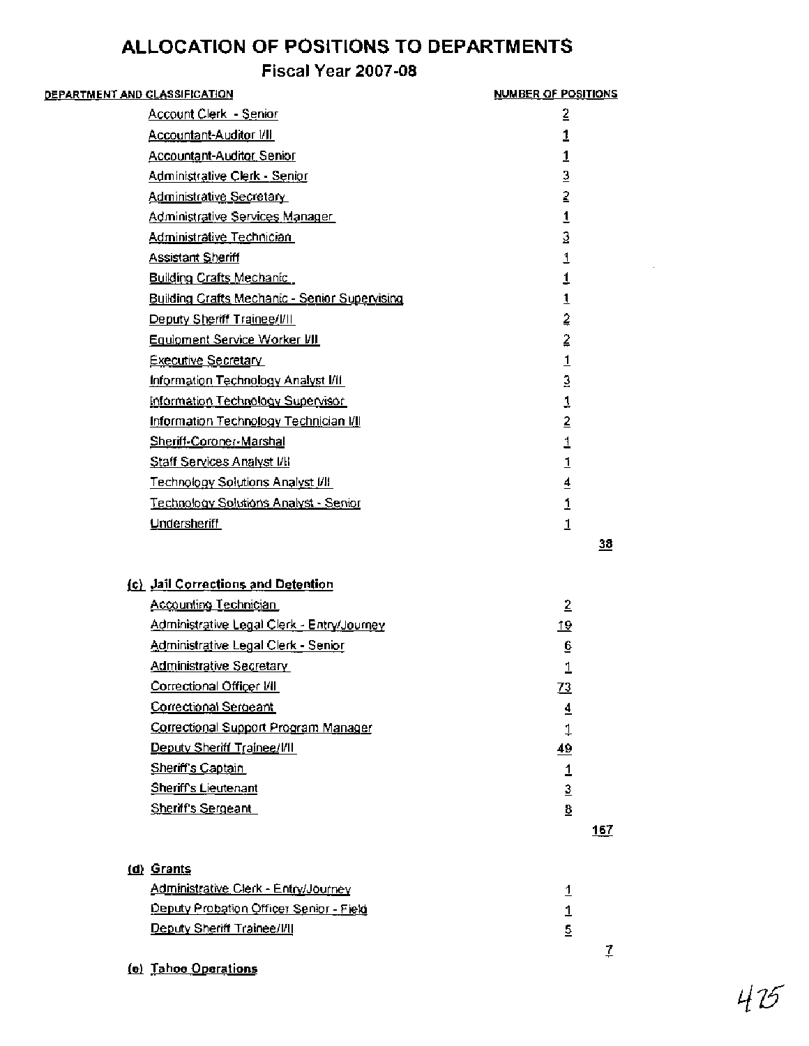# ALLOCATION OF POSITIONS TO DEPARTMENTS

## Fiscal Year 2007-08

| DEPARTMENT AND CLASSIFICATION | NUMBER OF POSITIONS | |
|---|---|---|
| Account Clerk - Senior | 2 | |
| Accountant-Auditor I/II | 1 | |
| Accountant-Auditor Senior | 1 | |
| Administrative Clerk - Senior | 3 | |
| Administrative Secretary | 2 | |
| Administrative Services Manager | 1 | |
| Administrative Technician | 3 | |
| Assistant Sheriff | 1 | |
| Building Crafts Mechanic | 1 | |
| Building Crafts Mechanic - Senior Supervising | 1 | |
| Deputy Sheriff Trainee/I/II | 2 | |
| Equipment Service Worker I/II | 2 | |
| Executive Secretary | 1 | |
| Information Technology Analyst I/II | 3 | |
| Information Technology Supervisor | 1 | |
| Information Technology Technician I/II | 2 | |
| Sheriff-Coroner-Marshal | 1 | |
| Staff Services Analyst I/II | 1 | |
| Technology Solutions Analyst I/II | 4 | |
| Technology Solutions Analyst - Senior | 1 | |
| Undersheriff | 1 | |
| | | 38 |
| **(c) Jail Corrections and Detention** | | |
| Accounting Technician | 2 | |
| Administrative Legal Clerk - Entry/Journey | 19 | |
| Administrative Legal Clerk - Senior | 6 | |
| Administrative Secretary | 1 | |
| Correctional Officer I/II | 73 | |
| Correctional Sergeant | 4 | |
| Correctional Support Program Manager | 1 | |
| Deputy Sheriff Trainee/I/II | 49 | |
| Sheriff's Captain | 1 | |
| Sheriff's Lieutenant | 3 | |
| Sheriff's Sergeant | 8 | |
| | | 167 |
| **(d) Grants** | | |
| Administrative Clerk - Entry/Journey | 1 | |
| Deputy Probation Officer Senior - Field | 1 | |
| Deputy Sheriff Trainee/I/II | 5 | |
| | | 7 |
| **(e) Tahoe Operations** | | |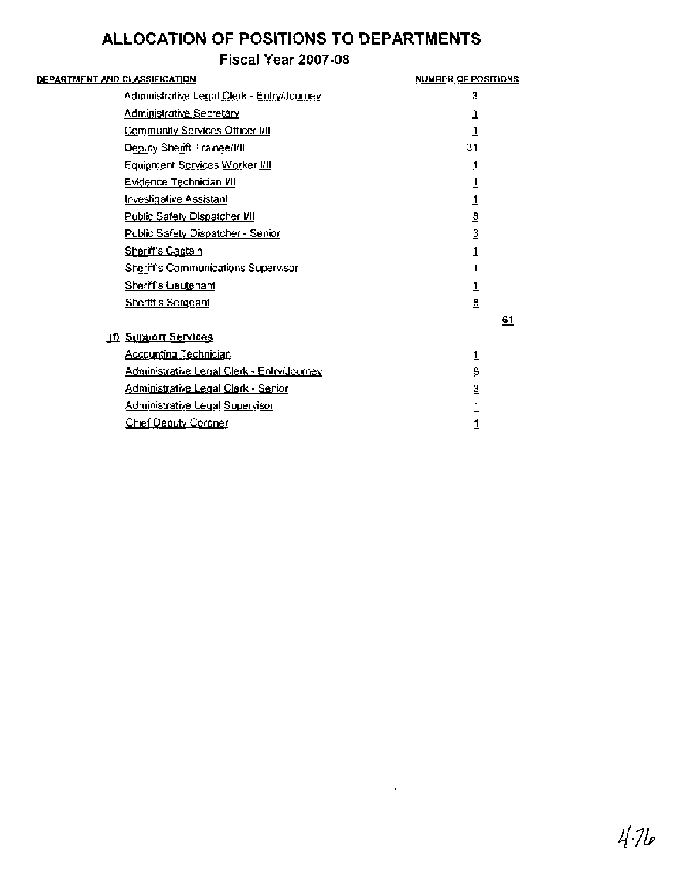# ALLOCATION OF POSITIONS TO DEPARTMENTS

## Fiscal Year 2007-08

| DEPARTMENT AND CLASSIFICATION | NUMBER OF POSITIONS | |
|---|---|---|
| Administrative Legal Clerk - Entry/Journey | 3 | |
| Administrative Secretary | 1 | |
| Community Services Officer I/II | 1 | |
| Deputy Sheriff Trainee/I/II | 31 | |
| Equipment Services Worker I/II | 1 | |
| Evidence Technician I/II | 1 | |
| Investigative Assistant | 1 | |
| Public Safety Dispatcher I/II | 8 | |
| Public Safety Dispatcher - Senior | 3 | |
| Sheriff's Captain | 1 | |
| Sheriff's Communications Supervisor | 1 | |
| Sheriff's Lieutenant | 1 | |
| Sheriff's Sergeant | 8 | |
| | | **61** |
| **(f) Support Services** | | |
| Accounting Technician | 1 | |
| Administrative Legal Clerk - Entry/Journey | 9 | |
| Administrative Legal Clerk - Senior | 3 | |
| Administrative Legal Supervisor | 1 | |
| Chief Deputy Coroner | 1 | |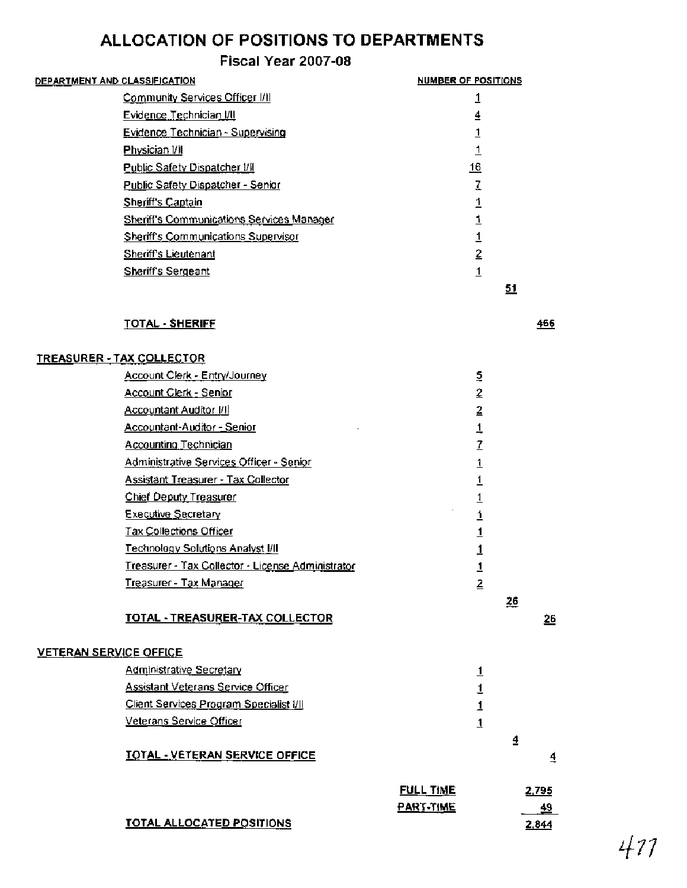# ALLOCATION OF POSITIONS TO DEPARTMENTS

## Fiscal Year 2007-08

| DEPARTMENT AND CLASSIFICATION | NUMBER OF POSITIONS | | |
|---|---|---|---|
| Community Services Officer I/II | 1 | | |
| Evidence Technician I/II | 4 | | |
| Evidence Technician - Supervising | 1 | | |
| Physician I/II | 1 | | |
| Public Safety Dispatcher I/II | 16 | | |
| Public Safety Dispatcher - Senior | 7 | | |
| Sheriff's Captain | 1 | | |
| Sheriff's Communications Services Manager | 1 | | |
| Sheriff's Communications Supervisor | 1 | | |
| Sheriff's Lieutenant | 2 | | |
| Sheriff's Sergeant | 1 | | |
| | | 51 | |
| **TOTAL - SHERIFF** | | | 466 |
| **TREASURER - TAX COLLECTOR** | | | |
| Account Clerk - Entry/Journey | 5 | | |
| Account Clerk - Senior | 2 | | |
| Accountant Auditor I/II | 2 | | |
| Accountant-Auditor - Senior | 1 | | |
| Accounting Technician | 7 | | |
| Administrative Services Officer - Senior | 1 | | |
| Assistant Treasurer - Tax Collector | 1 | | |
| Chief Deputy Treasurer | 1 | | |
| Executive Secretary | 1 | | |
| Tax Collections Officer | 1 | | |
| Technology Solutions Analyst I/II | 1 | | |
| Treasurer - Tax Collector - License Administrator | 1 | | |
| Treasurer - Tax Manager | 2 | | |
| | | 26 | |
| **TOTAL - TREASURER-TAX COLLECTOR** | | | 26 |
| **VETERAN SERVICE OFFICE** | | | |
| Administrative Secretary | 1 | | |
| Assistant Veterans Service Officer | 1 | | |
| Client Services Program Specialist I/II | 1 | | |
| Veterans Service Officer | 1 | | |
| | | 4 | |
| **TOTAL - VETERAN SERVICE OFFICE** | | | 4 |
| | FULL TIME | | 2,795 |
| | PART-TIME | | 49 |
| **TOTAL ALLOCATED POSITIONS** | | | 2,844 |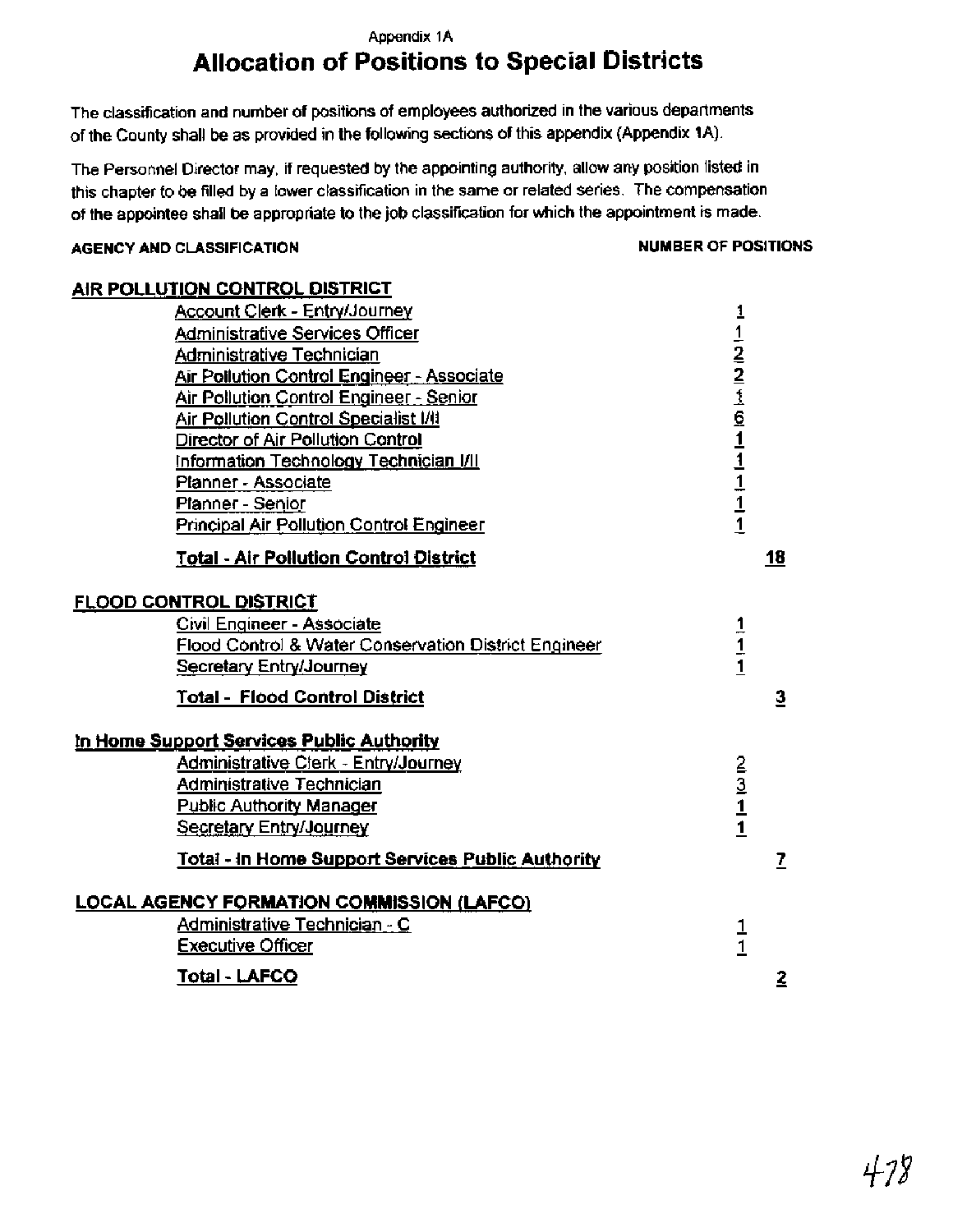Appendix 1A

# Allocation of Positions to Special Districts

The classification and number of positions of employees authorized in the various departments of the County shall be as provided in the following sections of this appendix (Appendix 1A).

The Personnel Director may, if requested by the appointing authority, allow any position listed in this chapter to be filled by a lower classification in the same or related series. The compensation of the appointee shall be appropriate to the job classification for which the appointment is made.

| AGENCY AND CLASSIFICATION | NUMBER OF POSITIONS | |
|---|---|---|
| **AIR POLLUTION CONTROL DISTRICT** | | |
| Account Clerk - Entry/Journey | 1 | |
| Administrative Services Officer | 1 | |
| Administrative Technician | 2 | |
| Air Pollution Control Engineer - Associate | 2 | |
| Air Pollution Control Engineer - Senior | 1 | |
| Air Pollution Control Specialist I/II | 6 | |
| Director of Air Pollution Control | 1 | |
| Information Technology Technician I/II | 1 | |
| Planner - Associate | 1 | |
| Planner - Senior | 1 | |
| Principal Air Pollution Control Engineer | 1 | |
| **Total - Air Pollution Control District** | | **18** |
| **FLOOD CONTROL DISTRICT** | | |
| Civil Engineer - Associate | 1 | |
| Flood Control & Water Conservation District Engineer | 1 | |
| Secretary Entry/Journey | 1 | |
| **Total - Flood Control District** | | **3** |
| **In Home Support Services Public Authority** | | |
| Administrative Clerk - Entry/Journey | 2 | |
| Administrative Technician | 3 | |
| Public Authority Manager | 1 | |
| Secretary Entry/Journey | 1 | |
| **Total - In Home Support Services Public Authority** | | **7** |
| **LOCAL AGENCY FORMATION COMMISSION (LAFCO)** | | |
| Administrative Technician - C | 1 | |
| Executive Officer | 1 | |
| **Total - LAFCO** | | **2** |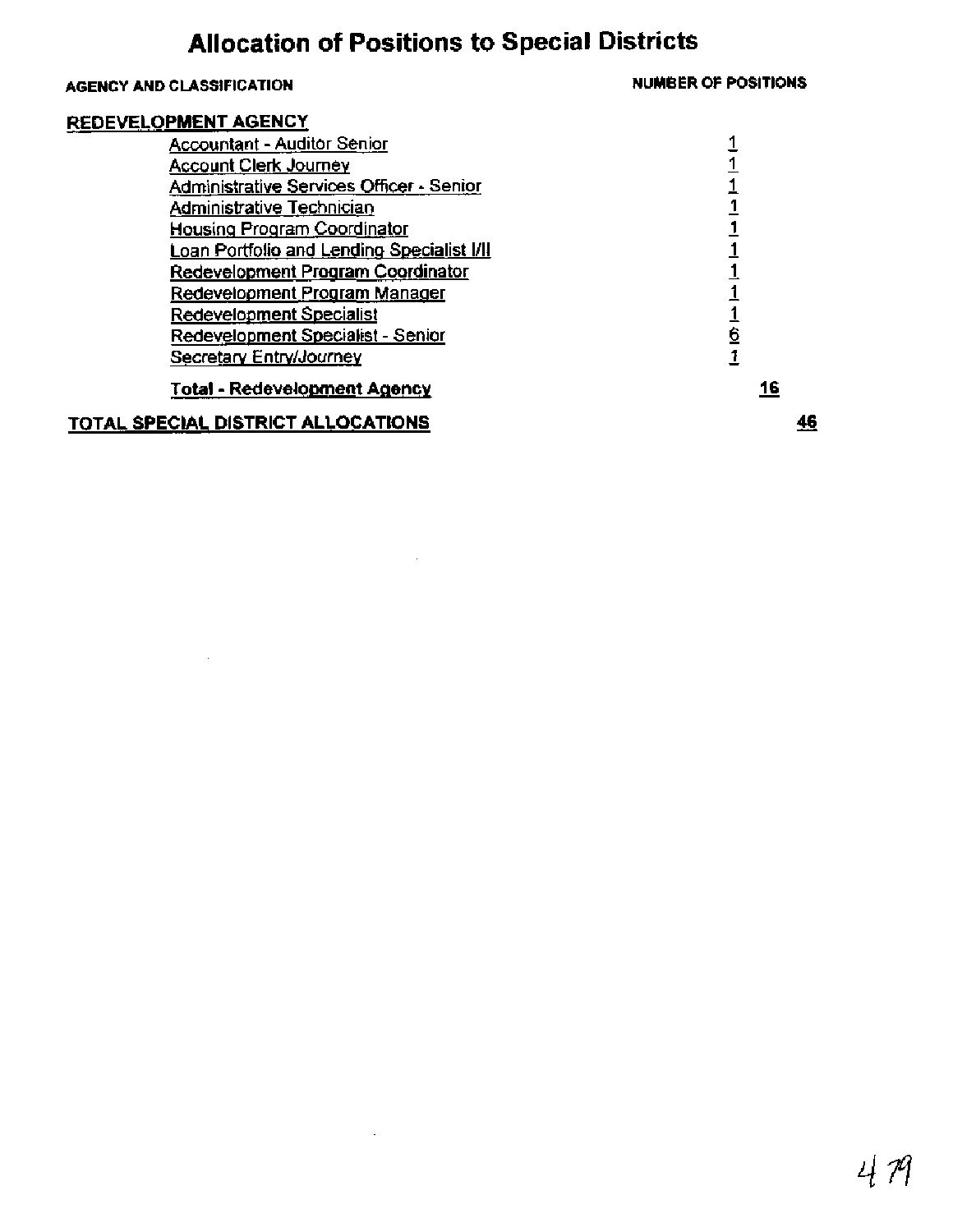# Allocation of Positions to Special Districts

| AGENCY AND CLASSIFICATION | NUMBER OF POSITIONS | |
|---|---|---|
| **REDEVELOPMENT AGENCY** | | |
| Accountant - Auditor Senior | 1 | |
| Account Clerk Journey | 1 | |
| Administrative Services Officer - Senior | 1 | |
| Administrative Technician | 1 | |
| Housing Program Coordinator | 1 | |
| Loan Portfolio and Lending Specialist I/II | 1 | |
| Redevelopment Program Coordinator | 1 | |
| Redevelopment Program Manager | 1 | |
| Redevelopment Specialist | 1 | |
| Redevelopment Specialist - Senior | 6 | |
| Secretary Entry/Journey | 1 | |
| **Total - Redevelopment Agency** | **16** | |
| **TOTAL SPECIAL DISTRICT ALLOCATIONS** | | **46** |